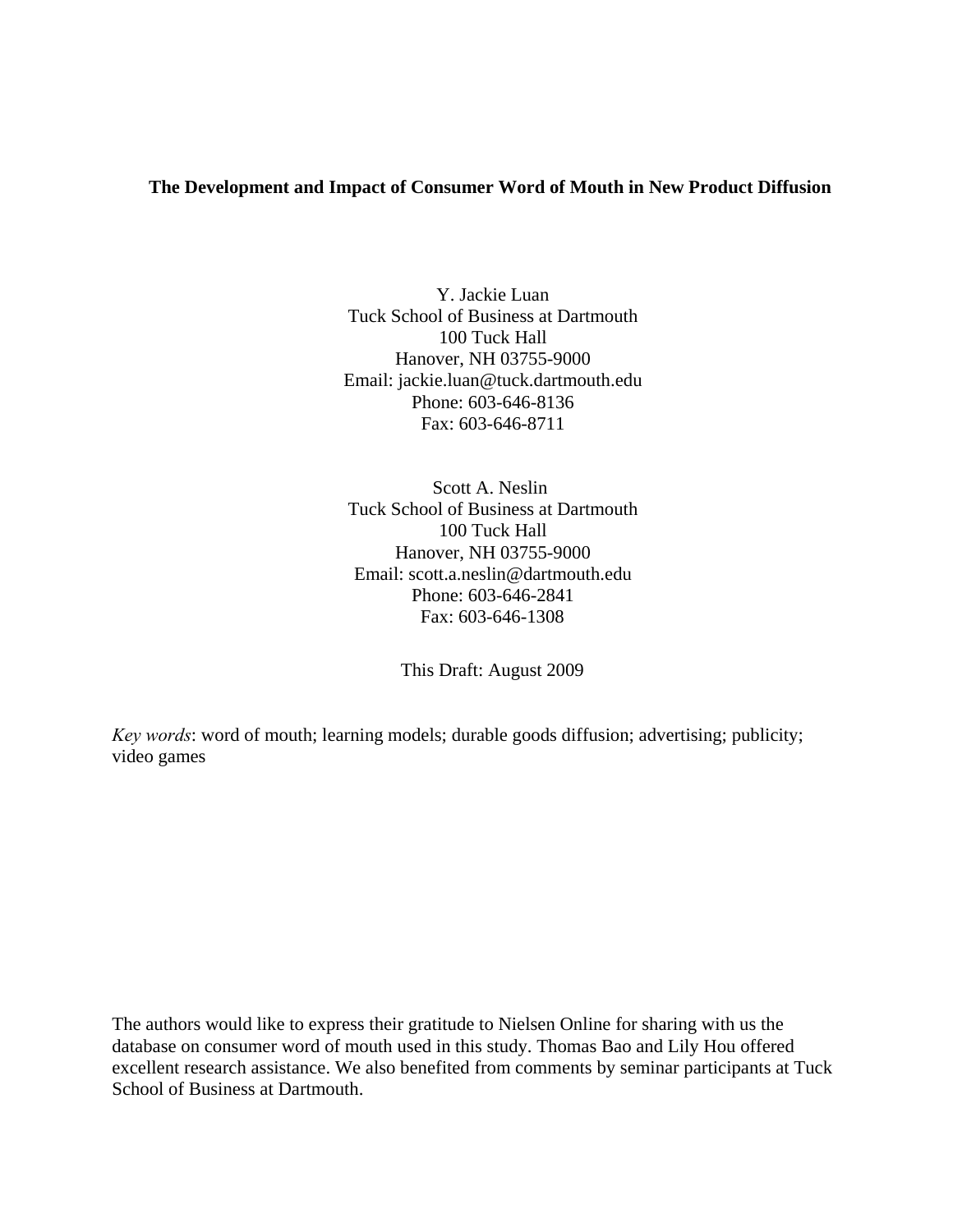# The Development and Impact of Consumer Word of Mouth in New Product Diffusion

Y. Jackie Luan
Tuck School of Business at Dartmouth
100 Tuck Hall
Hanover, NH 03755-9000
Email: jackie.luan@tuck.dartmouth.edu
Phone: 603-646-8136
Fax: 603-646-8711

Scott A. Neslin
Tuck School of Business at Dartmouth
100 Tuck Hall
Hanover, NH 03755-9000
Email: scott.a.neslin@dartmouth.edu
Phone: 603-646-2841
Fax: 603-646-1308

This Draft: August 2009

*Key words*: word of mouth; learning models; durable goods diffusion; advertising; publicity; video games

The authors would like to express their gratitude to Nielsen Online for sharing with us the database on consumer word of mouth used in this study. Thomas Bao and Lily Hou offered excellent research assistance. We also benefited from comments by seminar participants at Tuck School of Business at Dartmouth.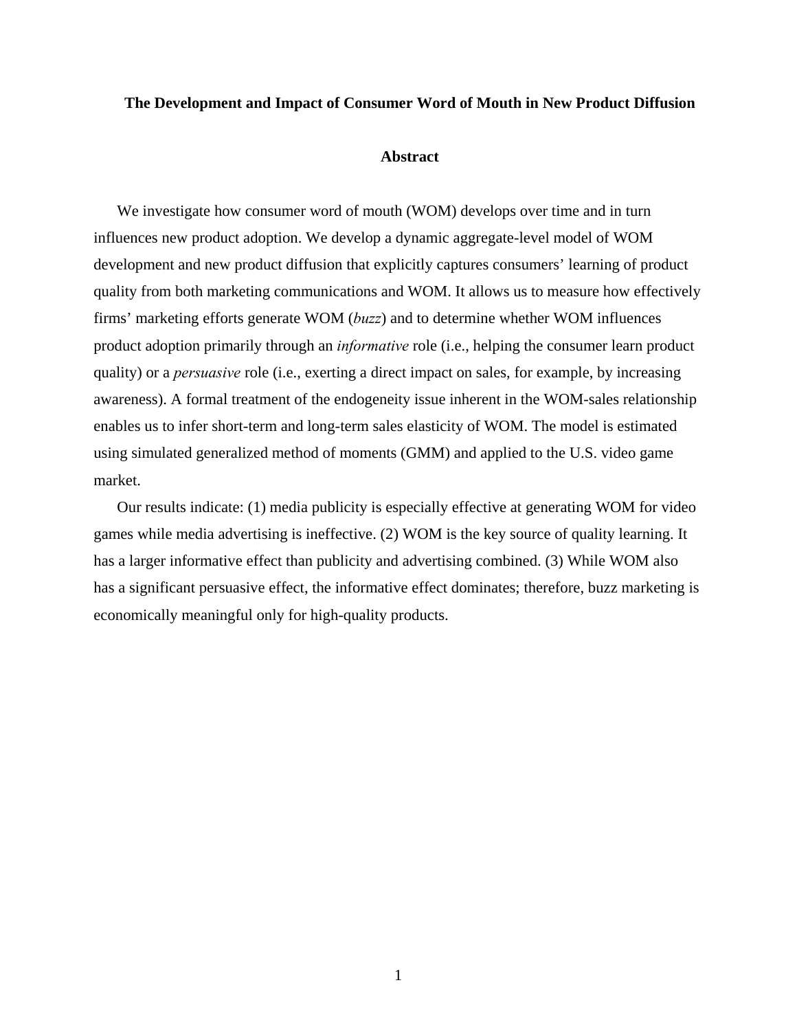# The Development and Impact of Consumer Word of Mouth in New Product Diffusion

## Abstract

We investigate how consumer word of mouth (WOM) develops over time and in turn influences new product adoption. We develop a dynamic aggregate-level model of WOM development and new product diffusion that explicitly captures consumers' learning of product quality from both marketing communications and WOM. It allows us to measure how effectively firms' marketing efforts generate WOM (*buzz*) and to determine whether WOM influences product adoption primarily through an *informative* role (i.e., helping the consumer learn product quality) or a *persuasive* role (i.e., exerting a direct impact on sales, for example, by increasing awareness). A formal treatment of the endogeneity issue inherent in the WOM-sales relationship enables us to infer short-term and long-term sales elasticity of WOM. The model is estimated using simulated generalized method of moments (GMM) and applied to the U.S. video game market.

Our results indicate: (1) media publicity is especially effective at generating WOM for video games while media advertising is ineffective. (2) WOM is the key source of quality learning. It has a larger informative effect than publicity and advertising combined. (3) While WOM also has a significant persuasive effect, the informative effect dominates; therefore, buzz marketing is economically meaningful only for high-quality products.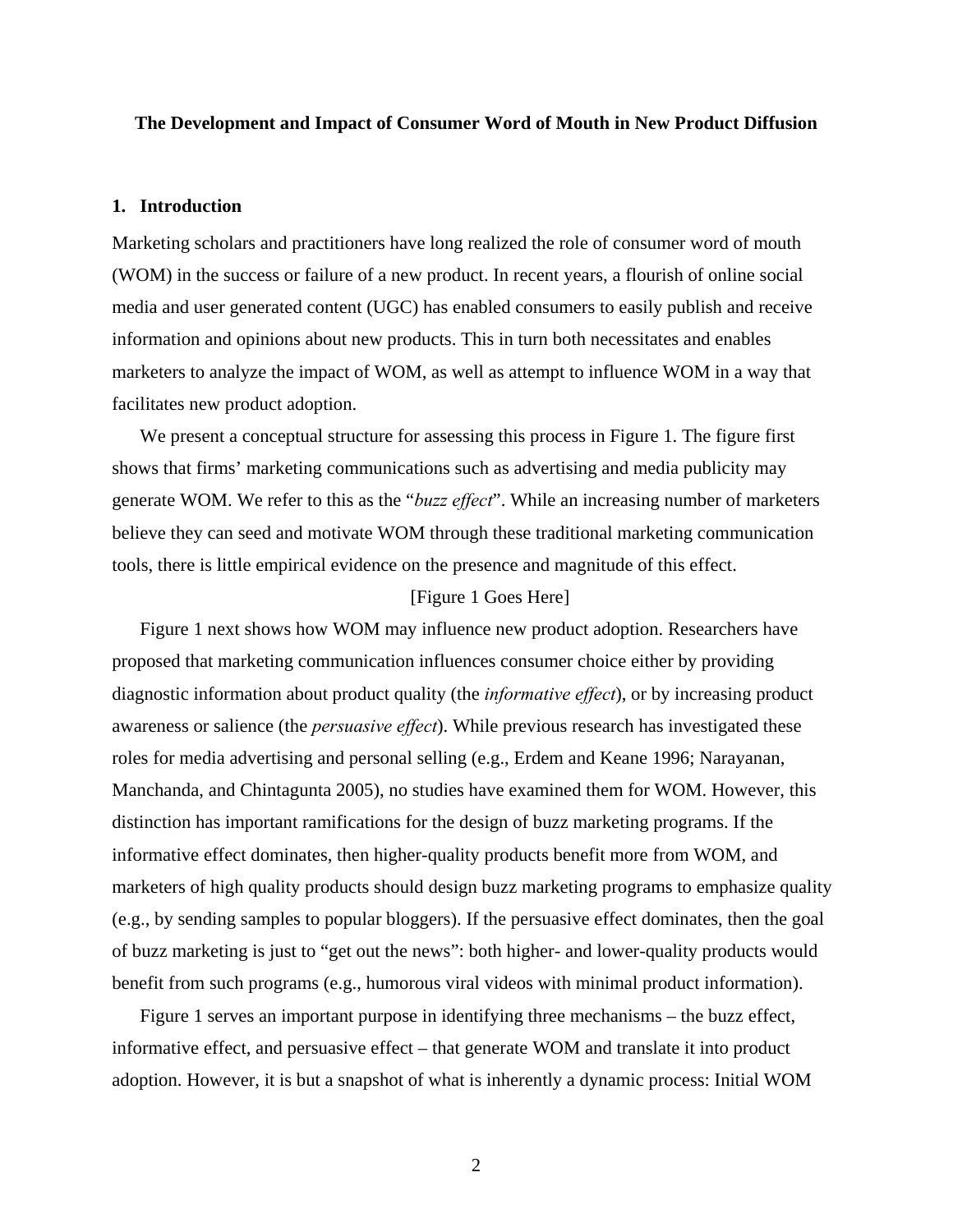**The Development and Impact of Consumer Word of Mouth in New Product Diffusion**

## 1. Introduction

Marketing scholars and practitioners have long realized the role of consumer word of mouth (WOM) in the success or failure of a new product. In recent years, a flourish of online social media and user generated content (UGC) has enabled consumers to easily publish and receive information and opinions about new products. This in turn both necessitates and enables marketers to analyze the impact of WOM, as well as attempt to influence WOM in a way that facilitates new product adoption.

We present a conceptual structure for assessing this process in Figure 1. The figure first shows that firms' marketing communications such as advertising and media publicity may generate WOM. We refer to this as the "*buzz effect*". While an increasing number of marketers believe they can seed and motivate WOM through these traditional marketing communication tools, there is little empirical evidence on the presence and magnitude of this effect.

[Figure 1 Goes Here]

Figure 1 next shows how WOM may influence new product adoption. Researchers have proposed that marketing communication influences consumer choice either by providing diagnostic information about product quality (the *informative effect*), or by increasing product awareness or salience (the *persuasive effect*). While previous research has investigated these roles for media advertising and personal selling (e.g., Erdem and Keane 1996; Narayanan, Manchanda, and Chintagunta 2005), no studies have examined them for WOM. However, this distinction has important ramifications for the design of buzz marketing programs. If the informative effect dominates, then higher-quality products benefit more from WOM, and marketers of high quality products should design buzz marketing programs to emphasize quality (e.g., by sending samples to popular bloggers). If the persuasive effect dominates, then the goal of buzz marketing is just to "get out the news": both higher- and lower-quality products would benefit from such programs (e.g., humorous viral videos with minimal product information).

Figure 1 serves an important purpose in identifying three mechanisms – the buzz effect, informative effect, and persuasive effect – that generate WOM and translate it into product adoption. However, it is but a snapshot of what is inherently a dynamic process: Initial WOM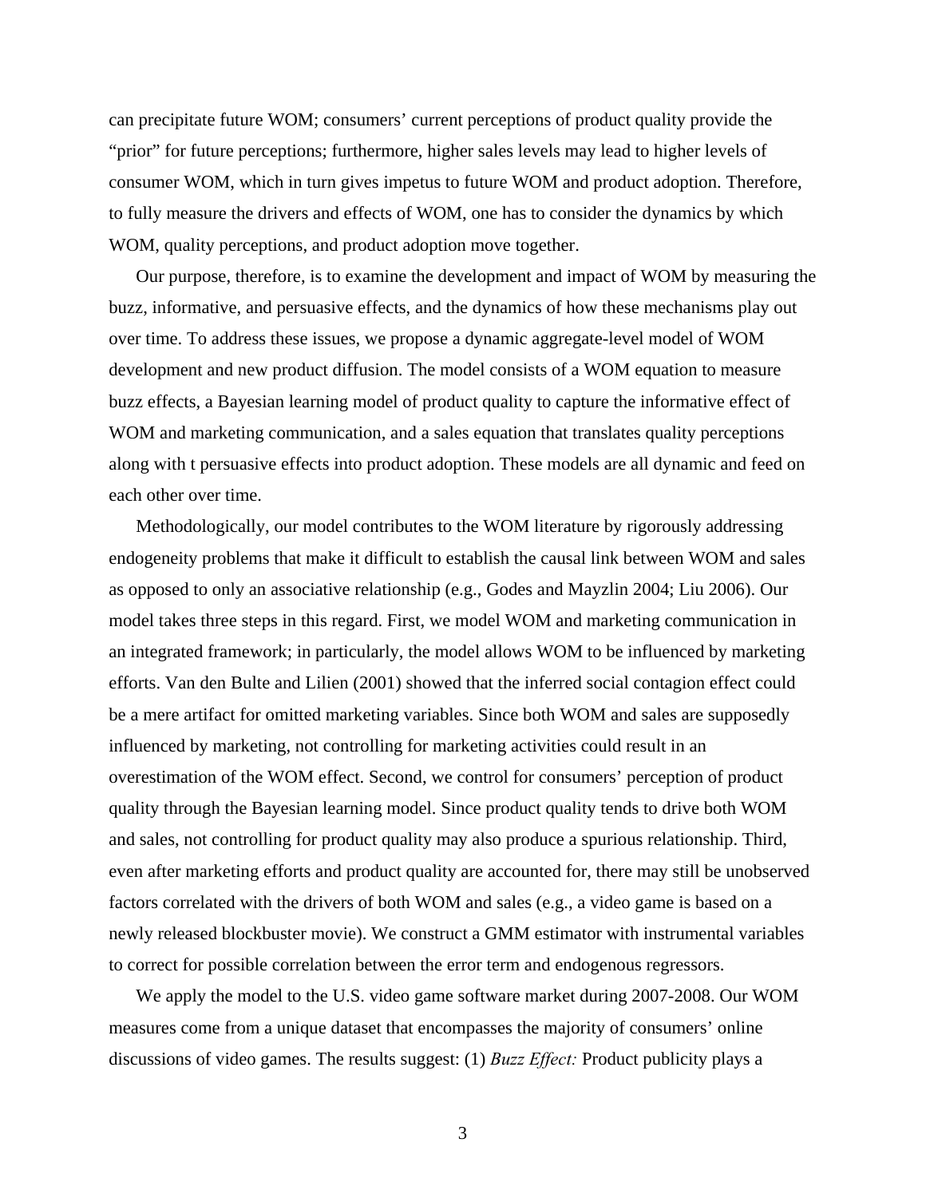can precipitate future WOM; consumers' current perceptions of product quality provide the "prior" for future perceptions; furthermore, higher sales levels may lead to higher levels of consumer WOM, which in turn gives impetus to future WOM and product adoption. Therefore, to fully measure the drivers and effects of WOM, one has to consider the dynamics by which WOM, quality perceptions, and product adoption move together.

Our purpose, therefore, is to examine the development and impact of WOM by measuring the buzz, informative, and persuasive effects, and the dynamics of how these mechanisms play out over time. To address these issues, we propose a dynamic aggregate-level model of WOM development and new product diffusion. The model consists of a WOM equation to measure buzz effects, a Bayesian learning model of product quality to capture the informative effect of WOM and marketing communication, and a sales equation that translates quality perceptions along with t persuasive effects into product adoption. These models are all dynamic and feed on each other over time.

Methodologically, our model contributes to the WOM literature by rigorously addressing endogeneity problems that make it difficult to establish the causal link between WOM and sales as opposed to only an associative relationship (e.g., Godes and Mayzlin 2004; Liu 2006). Our model takes three steps in this regard. First, we model WOM and marketing communication in an integrated framework; in particular, the model allows WOM to be influenced by marketing efforts. Van den Bulte and Lilien (2001) showed that the inferred social contagion effect could be a mere artifact for omitted marketing variables. Since both WOM and sales are supposedly influenced by marketing, not controlling for marketing activities could result in an overestimation of the WOM effect. Second, we control for consumers' perception of product quality through the Bayesian learning model. Since product quality tends to drive both WOM and sales, not controlling for product quality may also produce a spurious relationship. Third, even after marketing efforts and product quality are accounted for, there may still be unobserved factors correlated with the drivers of both WOM and sales (e.g., a video game is based on a newly released blockbuster movie). We construct a GMM estimator with instrumental variables to correct for possible correlation between the error term and endogenous regressors.

We apply the model to the U.S. video game software market during 2007-2008. Our WOM measures come from a unique dataset that encompasses the majority of consumers' online discussions of video games. The results suggest: (1) *Buzz Effect:* Product publicity plays a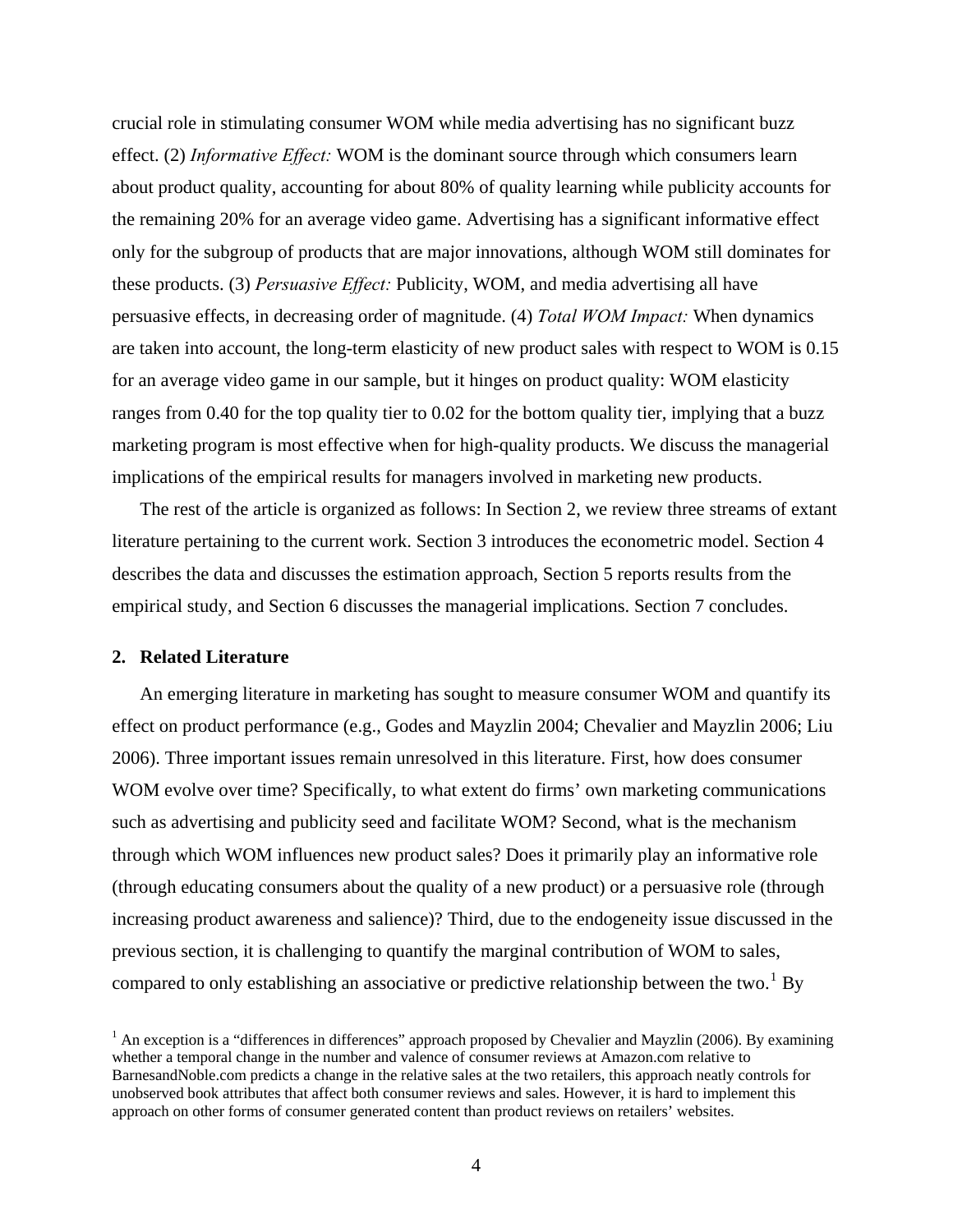crucial role in stimulating consumer WOM while media advertising has no significant buzz effect. (2) *Informative Effect:* WOM is the dominant source through which consumers learn about product quality, accounting for about 80% of quality learning while publicity accounts for the remaining 20% for an average video game. Advertising has a significant informative effect only for the subgroup of products that are major innovations, although WOM still dominates for these products. (3) *Persuasive Effect:* Publicity, WOM, and media advertising all have persuasive effects, in decreasing order of magnitude. (4) *Total WOM Impact:* When dynamics are taken into account, the long-term elasticity of new product sales with respect to WOM is 0.15 for an average video game in our sample, but it hinges on product quality: WOM elasticity ranges from 0.40 for the top quality tier to 0.02 for the bottom quality tier, implying that a buzz marketing program is most effective when for high-quality products. We discuss the managerial implications of the empirical results for managers involved in marketing new products.

The rest of the article is organized as follows: In Section 2, we review three streams of extant literature pertaining to the current work. Section 3 introduces the econometric model. Section 4 describes the data and discusses the estimation approach, Section 5 reports results from the empirical study, and Section 6 discusses the managerial implications. Section 7 concludes.

## 2. Related Literature

An emerging literature in marketing has sought to measure consumer WOM and quantify its effect on product performance (e.g., Godes and Mayzlin 2004; Chevalier and Mayzlin 2006; Liu 2006). Three important issues remain unresolved in this literature. First, how does consumer WOM evolve over time? Specifically, to what extent do firms' own marketing communications such as advertising and publicity seed and facilitate WOM? Second, what is the mechanism through which WOM influences new product sales? Does it primarily play an informative role (through educating consumers about the quality of a new product) or a persuasive role (through increasing product awareness and salience)? Third, due to the endogeneity issue discussed in the previous section, it is challenging to quantify the marginal contribution of WOM to sales, compared to only establishing an associative or predictive relationship between the two.[1] By

[1] An exception is a "differences in differences" approach proposed by Chevalier and Mayzlin (2006). By examining whether a temporal change in the number and valence of consumer reviews at Amazon.com relative to BarnesandNoble.com predicts a change in the relative sales at the two retailers, this approach neatly controls for unobserved book attributes that affect both consumer reviews and sales. However, it is hard to implement this approach on other forms of consumer generated content than product reviews on retailers' websites.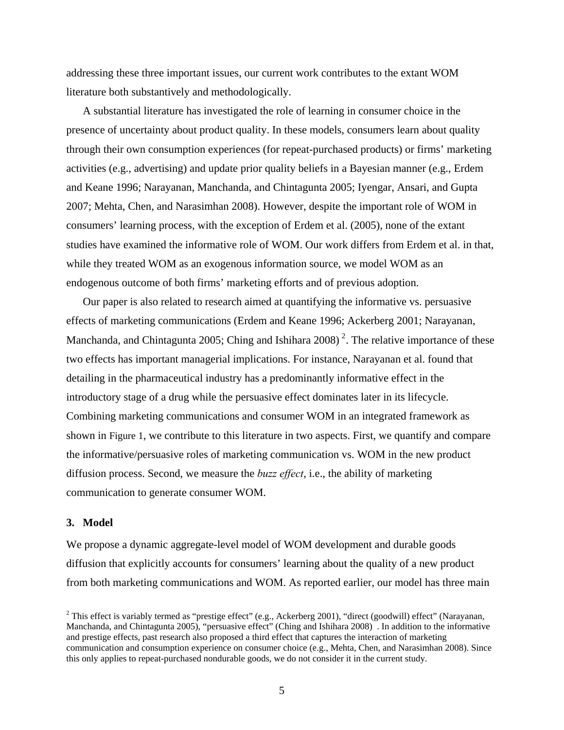addressing these three important issues, our current work contributes to the extant WOM literature both substantively and methodologically.

A substantial literature has investigated the role of learning in consumer choice in the presence of uncertainty about product quality. In these models, consumers learn about quality through their own consumption experiences (for repeat-purchased products) or firms' marketing activities (e.g., advertising) and update prior quality beliefs in a Bayesian manner (e.g., Erdem and Keane 1996; Narayanan, Manchanda, and Chintagunta 2005; Iyengar, Ansari, and Gupta 2007; Mehta, Chen, and Narasimhan 2008). However, despite the important role of WOM in consumers' learning process, with the exception of Erdem et al. (2005), none of the extant studies have examined the informative role of WOM. Our work differs from Erdem et al. in that, while they treated WOM as an exogenous information source, we model WOM as an endogenous outcome of both firms' marketing efforts and of previous adoption.

Our paper is also related to research aimed at quantifying the informative vs. persuasive effects of marketing communications (Erdem and Keane 1996; Ackerberg 2001; Narayanan, Manchanda, and Chintagunta 2005; Ching and Ishihara 2008)[2]. The relative importance of these two effects has important managerial implications. For instance, Narayanan et al. found that detailing in the pharmaceutical industry has a predominantly informative effect in the introductory stage of a drug while the persuasive effect dominates later in its lifecycle. Combining marketing communications and consumer WOM in an integrated framework as shown in Figure 1, we contribute to this literature in two aspects. First, we quantify and compare the informative/persuasive roles of marketing communication vs. WOM in the new product diffusion process. Second, we measure the *buzz effect*, i.e., the ability of marketing communication to generate consumer WOM.

## 3. Model

We propose a dynamic aggregate-level model of WOM development and durable goods diffusion that explicitly accounts for consumers' learning about the quality of a new product from both marketing communications and WOM. As reported earlier, our model has three main

[2] This effect is variably termed as "prestige effect" (e.g., Ackerberg 2001), "direct (goodwill) effect" (Narayanan, Manchanda, and Chintagunta 2005), "persuasive effect" (Ching and Ishihara 2008) . In addition to the informative and prestige effects, past research also proposed a third effect that captures the interaction of marketing communication and consumption experience on consumer choice (e.g., Mehta, Chen, and Narasimhan 2008). Since this only applies to repeat-purchased nondurable goods, we do not consider it in the current study.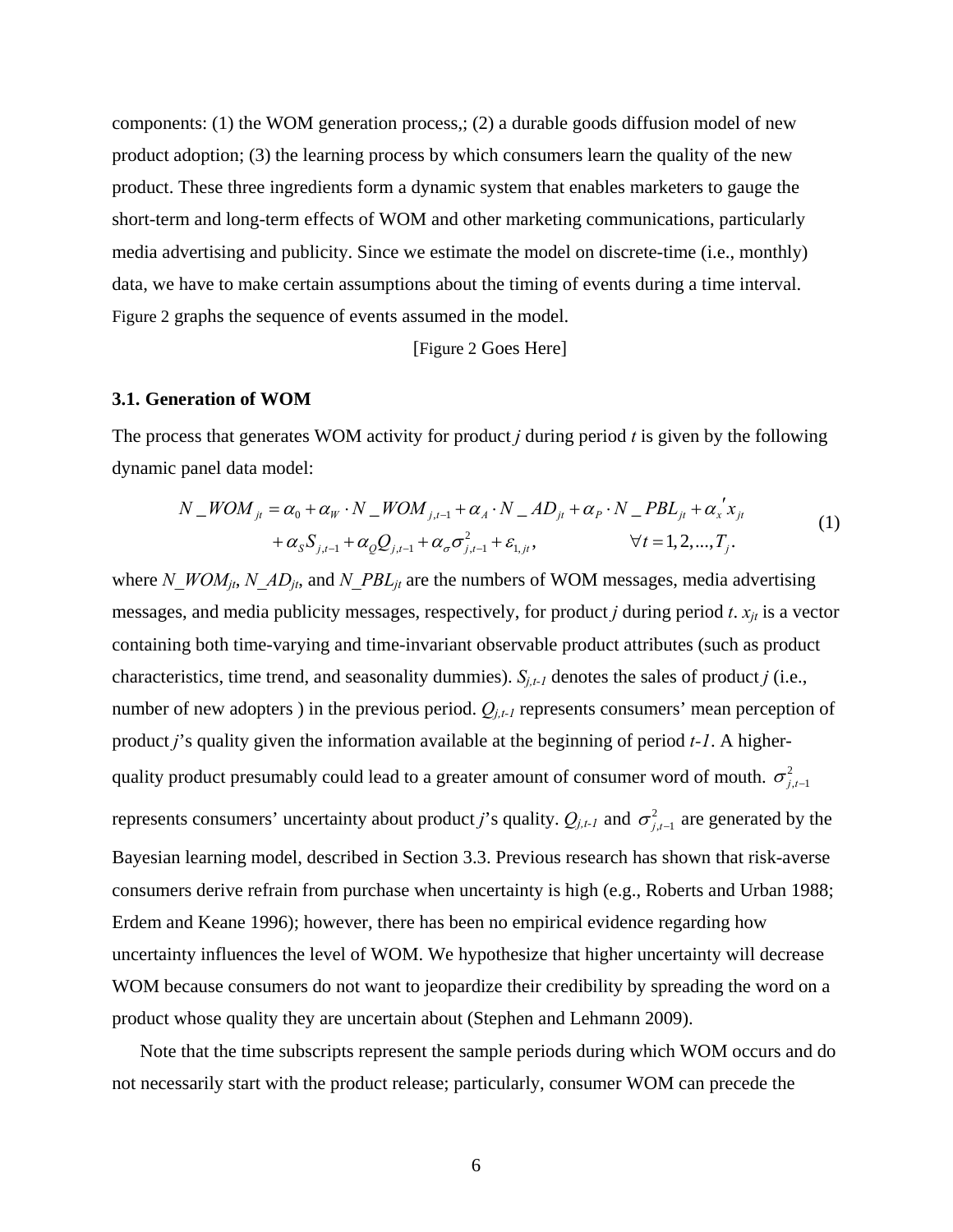components: (1) the WOM generation process,; (2) a durable goods diffusion model of new product adoption; (3) the learning process by which consumers learn the quality of the new product. These three ingredients form a dynamic system that enables marketers to gauge the short-term and long-term effects of WOM and other marketing communications, particularly media advertising and publicity. Since we estimate the model on discrete-time (i.e., monthly) data, we have to make certain assumptions about the timing of events during a time interval. Figure 2 graphs the sequence of events assumed in the model.

[Figure 2 Goes Here]

### 3.1. Generation of WOM

The process that generates WOM activity for product *j* during period *t* is given by the following dynamic panel data model:

$$
\begin{aligned}
N\_WOM_{jt} &= \alpha_0 + \alpha_W \cdot N\_WOM_{j,t-1} + \alpha_A \cdot N\_AD_{jt} + \alpha_P \cdot N\_PBL_{jt} + \alpha_x{}' x_{jt} \\
&\quad + \alpha_S S_{j,t-1} + \alpha_Q Q_{j,t-1} + \alpha_\sigma \sigma^2_{j,t-1} + \varepsilon_{1,jt}, \qquad \forall t = 1, 2, ..., T_j.
\end{aligned}
\tag{1}
$$

where $N\_WOM_{jt}$, $N\_AD_{jt}$, and $N\_PBL_{jt}$ are the numbers of WOM messages, media advertising messages, and media publicity messages, respectively, for product *j* during period *t*. $x_{jt}$ is a vector containing both time-varying and time-invariant observable product attributes (such as product characteristics, time trend, and seasonality dummies). $S_{j,t-1}$ denotes the sales of product *j* (i.e., number of new adopters ) in the previous period. $Q_{j,t-1}$ represents consumers' mean perception of product *j*'s quality given the information available at the beginning of period *t-1*. A higher-quality product presumably could lead to a greater amount of consumer word of mouth. $\sigma^2_{j,t-1}$ represents consumers' uncertainty about product *j*'s quality. $Q_{j,t-1}$ and $\sigma^2_{j,t-1}$ are generated by the Bayesian learning model, described in Section 3.3. Previous research has shown that risk-averse consumers derive refrain from purchase when uncertainty is high (e.g., Roberts and Urban 1988; Erdem and Keane 1996); however, there has been no empirical evidence regarding how uncertainty influences the level of WOM. We hypothesize that higher uncertainty will decrease WOM because consumers do not want to jeopardize their credibility by spreading the word on a product whose quality they are uncertain about (Stephen and Lehmann 2009).

Note that the time subscripts represent the sample periods during which WOM occurs and do not necessarily start with the product release; particularly, consumer WOM can precede the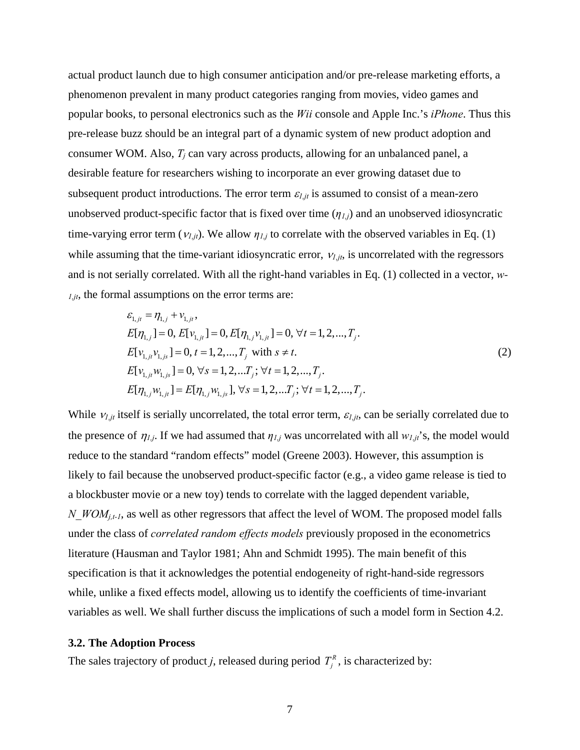actual product launch due to high consumer anticipation and/or pre-release marketing efforts, a phenomenon prevalent in many product categories ranging from movies, video games and popular books, to personal electronics such as the *Wii* console and Apple Inc.'s *iPhone*. Thus this pre-release buzz should be an integral part of a dynamic system of new product adoption and consumer WOM. Also, $T_j$ can vary across products, allowing for an unbalanced panel, a desirable feature for researchers wishing to incorporate an ever growing dataset due to subsequent product introductions. The error term $\varepsilon_{1,jt}$ is assumed to consist of a mean-zero unobserved product-specific factor that is fixed over time ($\eta_{1,j}$) and an unobserved idiosyncratic time-varying error term ($\nu_{1,jt}$). We allow $\eta_{1,j}$ to correlate with the observed variables in Eq. (1) while assuming that the time-variant idiosyncratic error, $\nu_{1,jt}$, is uncorrelated with the regressors and is not serially correlated. With all the right-hand variables in Eq. (1) collected in a vector, $w_{1,jt}$, the formal assumptions on the error terms are:

$$
\begin{aligned}
&\varepsilon_{1,jt} = \eta_{1,j} + \nu_{1,jt}, \\
&E[\eta_{1,j}] = 0,\ E[\nu_{1,jt}] = 0,\ E[\eta_{1,j}\nu_{1,jt}] = 0,\ \forall t = 1,2,...,T_j. \\
&E[\nu_{1,jt}\nu_{1,js}] = 0,\ t = 1,2,...,T_j \text{ with } s \neq t. \\
&E[\nu_{1,jt}w_{1,js}] = 0,\ \forall s = 1,2,...T_j;\ \forall t = 1,2,...,T_j. \\
&E[\eta_{1,j}w_{1,jt}] = E[\eta_{1,j}w_{1,js}],\ \forall s = 1,2,...T_j;\ \forall t = 1,2,...,T_j.
\end{aligned}
\tag{2}
$$

While $\nu_{1,jt}$ itself is serially uncorrelated, the total error term, $\varepsilon_{1,jt}$, can be serially correlated due to the presence of $\eta_{1,j}$. If we had assumed that $\eta_{1,j}$ was uncorrelated with all $w_{1,jt}$'s, the model would reduce to the standard "random effects" model (Greene 2003). However, this assumption is likely to fail because the unobserved product-specific factor (e.g., a video game release is tied to a blockbuster movie or a new toy) tends to correlate with the lagged dependent variable, $N\_WOM_{j,t-1}$, as well as other regressors that affect the level of WOM. The proposed model falls under the class of *correlated random effects models* previously proposed in the econometrics literature (Hausman and Taylor 1981; Ahn and Schmidt 1995). The main benefit of this specification is that it acknowledges the potential endogeneity of right-hand-side regressors while, unlike a fixed effects model, allowing us to identify the coefficients of time-invariant variables as well. We shall further discuss the implications of such a model form in Section 4.2.

### 3.2. The Adoption Process

The sales trajectory of product *j*, released during period $T_j^R$, is characterized by: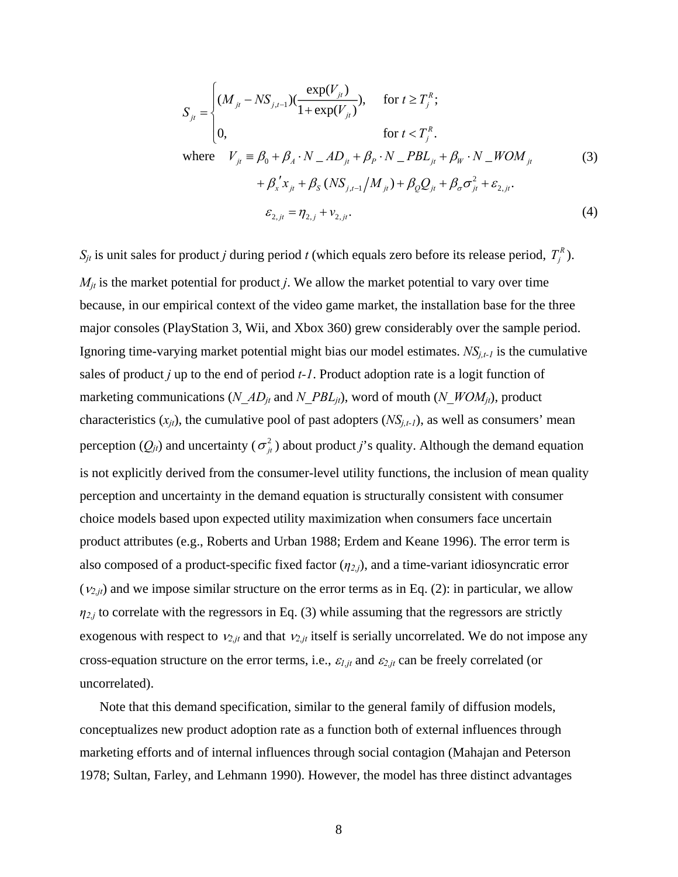$$S_{jt} = \begin{cases} (M_{jt} - NS_{j,t-1})(\dfrac{\exp(V_{jt})}{1+\exp(V_{jt})}), & \text{for } t \geq T_j^R; \\ 0, & \text{for } t < T_j^R. \end{cases}$$

$$\text{where} \quad V_{jt} \equiv \beta_0 + \beta_A \cdot N\_AD_{jt} + \beta_P \cdot N\_PBL_{jt} + \beta_W \cdot N\_WOM_{jt} \tag{3}$$

$$+ \beta_x{}' x_{jt} + \beta_S \,(NS_{j,t-1} / M_{jt}) + \beta_Q Q_{jt} + \beta_\sigma \sigma_{jt}^2 + \varepsilon_{2,jt}.$$

$$\varepsilon_{2,jt} = \eta_{2,j} + \nu_{2,jt}. \tag{4}$$

$S_{jt}$ is unit sales for product $j$ during period $t$ (which equals zero before its release period, $T_j^R$). $M_{jt}$ is the market potential for product $j$. We allow the market potential to vary over time because, in our empirical context of the video game market, the installation base for the three major consoles (PlayStation 3, Wii, and Xbox 360) grew considerably over the sample period. Ignoring time-varying market potential might bias our model estimates. $NS_{j,t-1}$ is the cumulative sales of product $j$ up to the end of period $t-1$. Product adoption rate is a logit function of marketing communications ($N\_AD_{jt}$ and $N\_PBL_{jt}$), word of mouth ($N\_WOM_{jt}$), product characteristics ($x_{jt}$), the cumulative pool of past adopters ($NS_{j,t-1}$), as well as consumers' mean perception ($Q_{jt}$) and uncertainty ($\sigma_{jt}^2$) about product $j$'s quality. Although the demand equation is not explicitly derived from the consumer-level utility functions, the inclusion of mean quality perception and uncertainty in the demand equation is structurally consistent with consumer choice models based upon expected utility maximization when consumers face uncertain product attributes (e.g., Roberts and Urban 1988; Erdem and Keane 1996). The error term is also composed of a product-specific fixed factor ($\eta_{2,j}$), and a time-variant idiosyncratic error ($\nu_{2,jt}$) and we impose similar structure on the error terms as in Eq. (2): in particular, we allow $\eta_{2,j}$ to correlate with the regressors in Eq. (3) while assuming that the regressors are strictly exogenous with respect to $\nu_{2,jt}$ and that $\nu_{2,jt}$ itself is serially uncorrelated. We do not impose any cross-equation structure on the error terms, i.e., $\varepsilon_{1,jt}$ and $\varepsilon_{2,jt}$ can be freely correlated (or uncorrelated).

Note that this demand specification, similar to the general family of diffusion models, conceptualizes new product adoption rate as a function both of external influences through marketing efforts and of internal influences through social contagion (Mahajan and Peterson 1978; Sultan, Farley, and Lehmann 1990). However, the model has three distinct advantages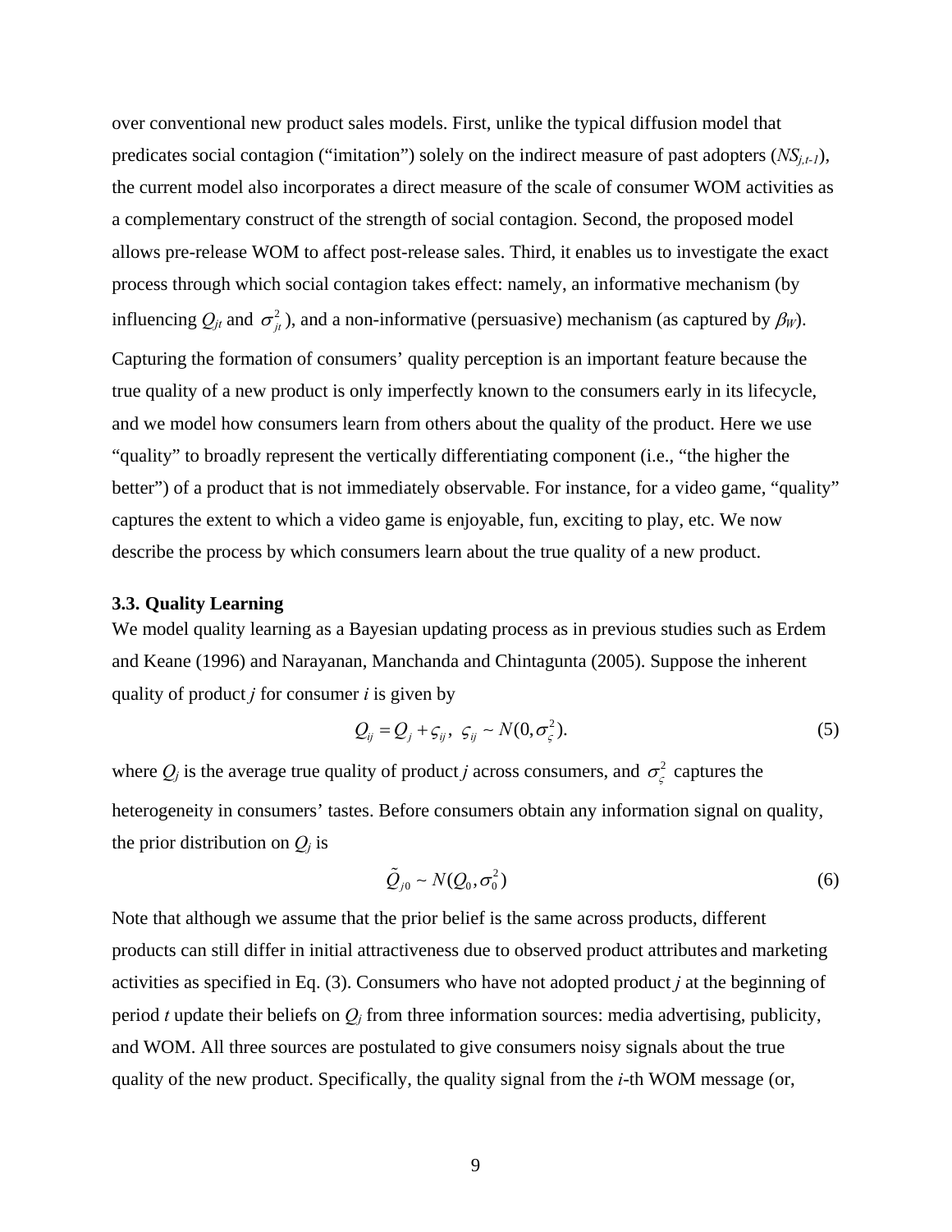over conventional new product sales models. First, unlike the typical diffusion model that predicates social contagion ("imitation") solely on the indirect measure of past adopters ($NS_{j,t-1}$), the current model also incorporates a direct measure of the scale of consumer WOM activities as a complementary construct of the strength of social contagion. Second, the proposed model allows pre-release WOM to affect post-release sales. Third, it enables us to investigate the exact process through which social contagion takes effect: namely, an informative mechanism (by influencing $Q_{jt}$ and $\sigma^2_{jt}$), and a non-informative (persuasive) mechanism (as captured by $\beta_W$). Capturing the formation of consumers' quality perception is an important feature because the true quality of a new product is only imperfectly known to the consumers early in its lifecycle, and we model how consumers learn from others about the quality of the product. Here we use "quality" to broadly represent the vertically differentiating component (i.e., "the higher the better") of a product that is not immediately observable. For instance, for a video game, "quality" captures the extent to which a video game is enjoyable, fun, exciting to play, etc. We now describe the process by which consumers learn about the true quality of a new product.

### 3.3. Quality Learning

We model quality learning as a Bayesian updating process as in previous studies such as Erdem and Keane (1996) and Narayanan, Manchanda and Chintagunta (2005). Suppose the inherent quality of product $j$ for consumer $i$ is given by

$$Q_{ij} = Q_j + \varsigma_{ij},\ \ \varsigma_{ij} \sim N(0, \sigma^2_{\varsigma}). \tag{5}$$

where $Q_j$ is the average true quality of product $j$ across consumers, and $\sigma^2_{\varsigma}$ captures the heterogeneity in consumers' tastes. Before consumers obtain any information signal on quality, the prior distribution on $Q_j$ is

$$\tilde{Q}_{j0} \sim N(Q_0, \sigma^2_0) \tag{6}$$

Note that although we assume that the prior belief is the same across products, different products can still differ in initial attractiveness due to observed product attributes and marketing activities as specified in Eq. (3). Consumers who have not adopted product $j$ at the beginning of period $t$ update their beliefs on $Q_j$ from three information sources: media advertising, publicity, and WOM. All three sources are postulated to give consumers noisy signals about the true quality of the new product. Specifically, the quality signal from the $i$-th WOM message (or,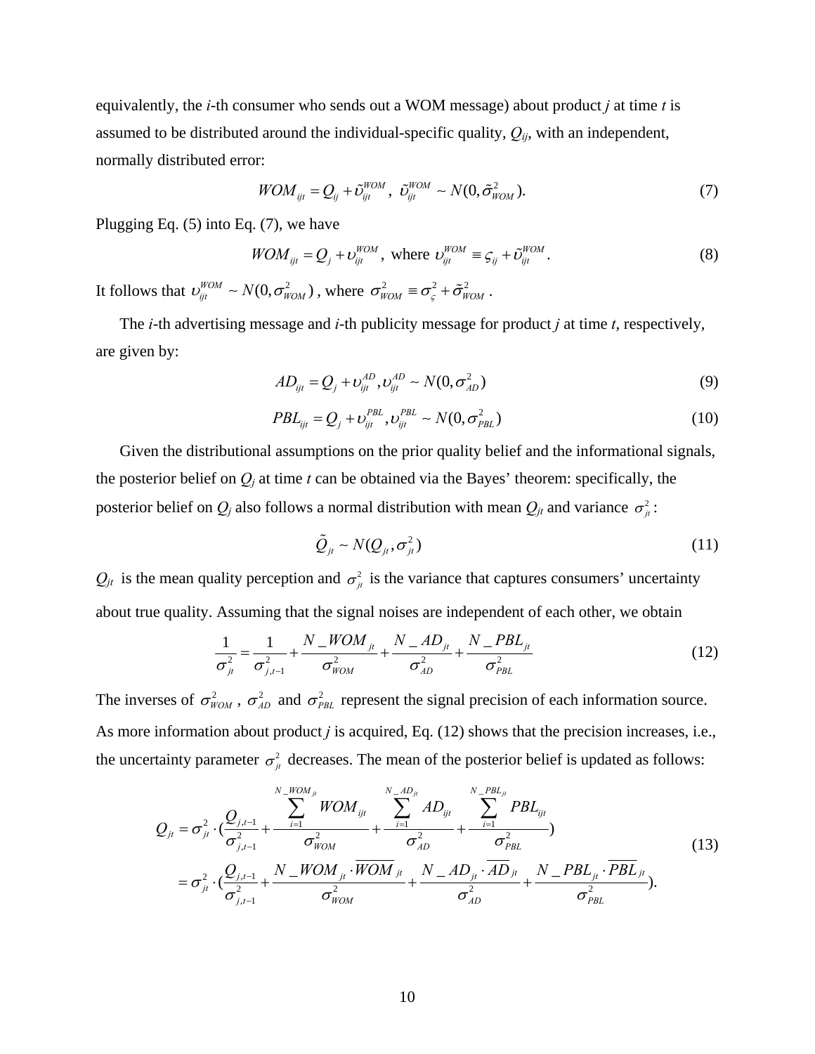equivalently, the *i*-th consumer who sends out a WOM message) about product *j* at time *t* is assumed to be distributed around the individual-specific quality, $Q_{ij}$, with an independent, normally distributed error:

$$WOM_{ijt} = Q_{ij} + \tilde{\upsilon}_{ijt}^{WOM}, \ \tilde{\upsilon}_{ijt}^{WOM} \sim N(0, \tilde{\sigma}_{WOM}^2). \tag{7}$$

Plugging Eq. (5) into Eq. (7), we have

$$WOM_{ijt} = Q_j + \upsilon_{ijt}^{WOM}, \text{ where } \upsilon_{ijt}^{WOM} \equiv \varsigma_{ij} + \tilde{\upsilon}_{ijt}^{WOM}. \tag{8}$$

It follows that $\upsilon_{ijt}^{WOM} \sim N(0, \sigma_{WOM}^2)$, where $\sigma_{WOM}^2 \equiv \sigma_{\varsigma}^2 + \tilde{\sigma}_{WOM}^2$.

The *i*-th advertising message and *i*-th publicity message for product *j* at time *t*, respectively, are given by:

$$AD_{ijt} = Q_j + \upsilon_{ijt}^{AD}, \upsilon_{ijt}^{AD} \sim N(0, \sigma_{AD}^2) \tag{9}$$

$$PBL_{ijt} = Q_j + \upsilon_{ijt}^{PBL}, \upsilon_{ijt}^{PBL} \sim N(0, \sigma_{PBL}^2) \tag{10}$$

Given the distributional assumptions on the prior quality belief and the informational signals, the posterior belief on $Q_j$ at time *t* can be obtained via the Bayes' theorem: specifically, the posterior belief on $Q_j$ also follows a normal distribution with mean $Q_{jt}$ and variance $\sigma_{jt}^2$:

$$\tilde{Q}_{jt} \sim N(Q_{jt}, \sigma_{jt}^2) \tag{11}$$

$Q_{jt}$ is the mean quality perception and $\sigma_{jt}^2$ is the variance that captures consumers' uncertainty about true quality. Assuming that the signal noises are independent of each other, we obtain

$$\frac{1}{\sigma_{jt}^2} = \frac{1}{\sigma_{j,t-1}^2} + \frac{N\_WOM_{jt}}{\sigma_{WOM}^2} + \frac{N\_AD_{jt}}{\sigma_{AD}^2} + \frac{N\_PBL_{jt}}{\sigma_{PBL}^2} \tag{12}$$

The inverses of $\sigma_{WOM}^2$, $\sigma_{AD}^2$ and $\sigma_{PBL}^2$ represent the signal precision of each information source. As more information about product *j* is acquired, Eq. (12) shows that the precision increases, i.e., the uncertainty parameter $\sigma_{jt}^2$ decreases. The mean of the posterior belief is updated as follows:

$$\begin{aligned} Q_{jt} &= \sigma_{jt}^2 \cdot \left(\frac{Q_{j,t-1}}{\sigma_{j,t-1}^2} + \frac{\sum_{i=1}^{N\_WOM_{jt}} WOM_{ijt}}{\sigma_{WOM}^2} + \frac{\sum_{i=1}^{N\_AD_{jt}} AD_{ijt}}{\sigma_{AD}^2} + \frac{\sum_{i=1}^{N\_PBL_{jt}} PBL_{ijt}}{\sigma_{PBL}^2}\right) \\ &= \sigma_{jt}^2 \cdot \left(\frac{Q_{j,t-1}}{\sigma_{j,t-1}^2} + \frac{N\_WOM_{jt} \cdot \overline{WOM}_{jt}}{\sigma_{WOM}^2} + \frac{N\_AD_{jt} \cdot \overline{AD}_{jt}}{\sigma_{AD}^2} + \frac{N\_PBL_{jt} \cdot \overline{PBL}_{jt}}{\sigma_{PBL}^2}\right). \end{aligned} \tag{13}$$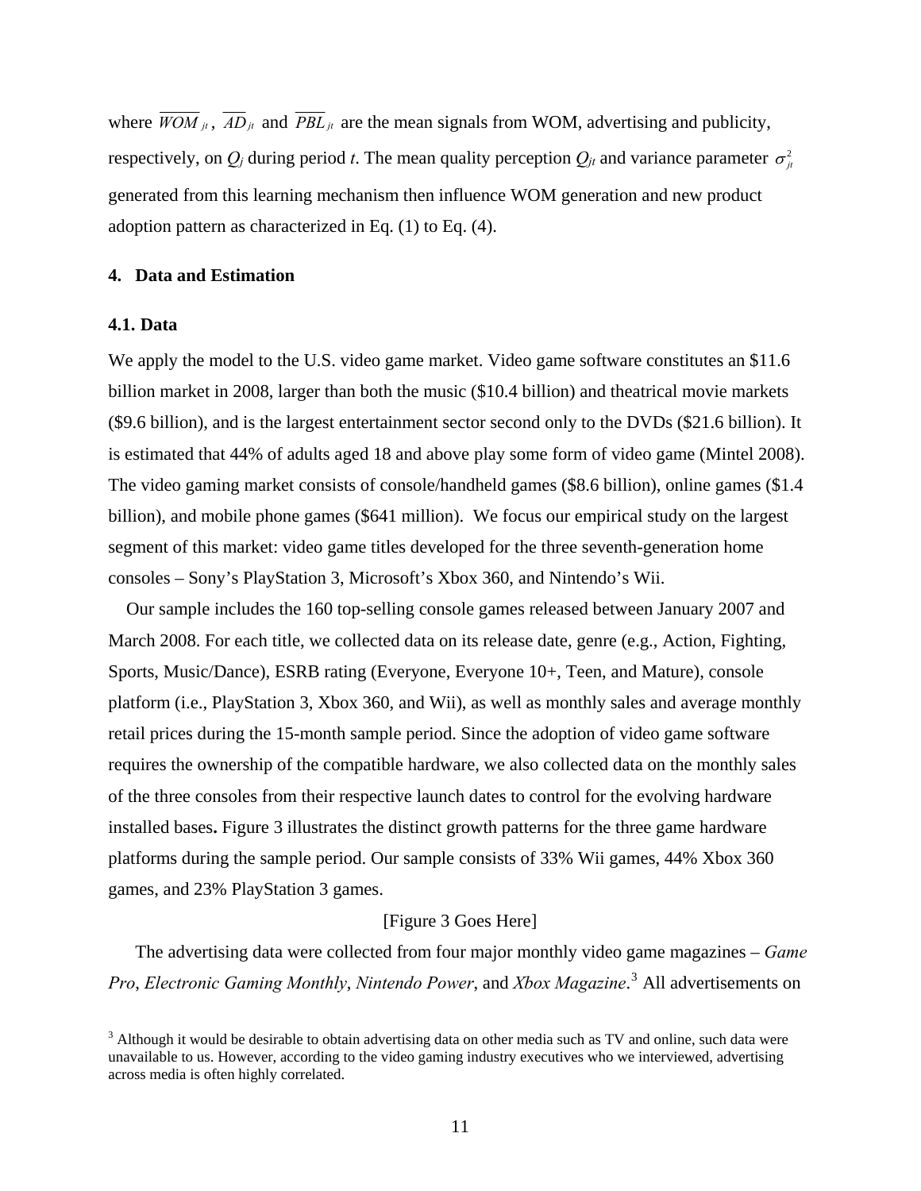where $\overline{WOM}_{jt}$, $\overline{AD}_{jt}$ and $\overline{PBL}_{jt}$ are the mean signals from WOM, advertising and publicity, respectively, on $Q_j$ during period $t$. The mean quality perception $Q_{jt}$ and variance parameter $\sigma_{jt}^2$ generated from this learning mechanism then influence WOM generation and new product adoption pattern as characterized in Eq. (1) to Eq. (4).

## 4. Data and Estimation

### 4.1. Data

We apply the model to the U.S. video game market. Video game software constitutes an $11.6 billion market in 2008, larger than both the music ($10.4 billion) and theatrical movie markets ($9.6 billion), and is the largest entertainment sector second only to the DVDs ($21.6 billion). It is estimated that 44% of adults aged 18 and above play some form of video game (Mintel 2008). The video gaming market consists of console/handheld games ($8.6 billion), online games ($1.4 billion), and mobile phone games ($641 million). We focus our empirical study on the largest segment of this market: video game titles developed for the three seventh-generation home consoles – Sony's PlayStation 3, Microsoft's Xbox 360, and Nintendo's Wii.

Our sample includes the 160 top-selling console games released between January 2007 and March 2008. For each title, we collected data on its release date, genre (e.g., Action, Fighting, Sports, Music/Dance), ESRB rating (Everyone, Everyone 10+, Teen, and Mature), console platform (i.e., PlayStation 3, Xbox 360, and Wii), as well as monthly sales and average monthly retail prices during the 15-month sample period. Since the adoption of video game software requires the ownership of the compatible hardware, we also collected data on the monthly sales of the three consoles from their respective launch dates to control for the evolving hardware installed bases**.** Figure 3 illustrates the distinct growth patterns for the three game hardware platforms during the sample period. Our sample consists of 33% Wii games, 44% Xbox 360 games, and 23% PlayStation 3 games.

[Figure 3 Goes Here]

The advertising data were collected from four major monthly video game magazines – *Game Pro*, *Electronic Gaming Monthly*, *Nintendo Power*, and *Xbox Magazine*.[3] All advertisements on

[3] Although it would be desirable to obtain advertising data on other media such as TV and online, such data were unavailable to us. However, according to the video gaming industry executives who we interviewed, advertising across media is often highly correlated.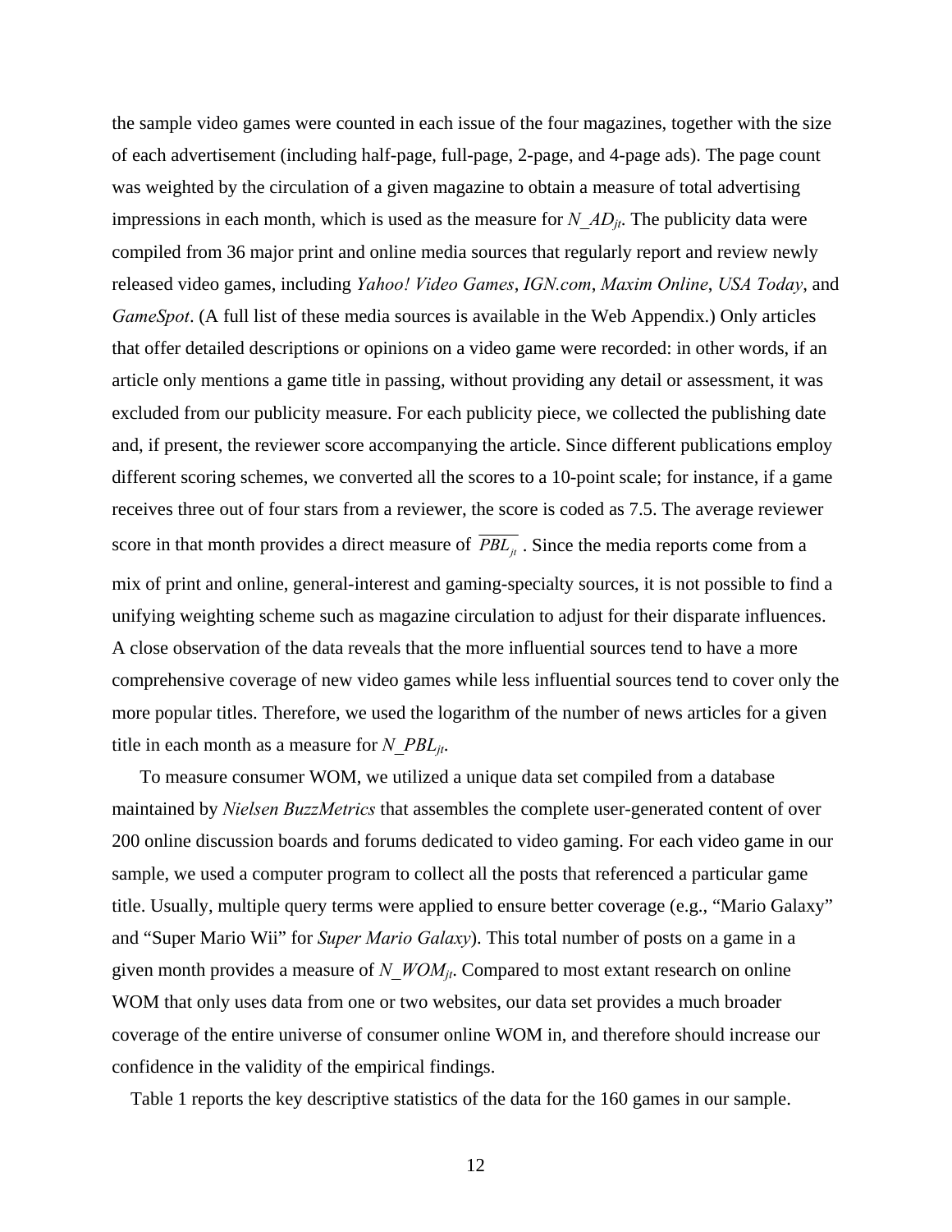the sample video games were counted in each issue of the four magazines, together with the size of each advertisement (including half-page, full-page, 2-page, and 4-page ads). The page count was weighted by the circulation of a given magazine to obtain a measure of total advertising impressions in each month, which is used as the measure for $N\_AD_{jt}$. The publicity data were compiled from 36 major print and online media sources that regularly report and review newly released video games, including *Yahoo! Video Games*, *IGN.com*, *Maxim Online*, *USA Today*, and *GameSpot*. (A full list of these media sources is available in the Web Appendix.) Only articles that offer detailed descriptions or opinions on a video game were recorded: in other words, if an article only mentions a game title in passing, without providing any detail or assessment, it was excluded from our publicity measure. For each publicity piece, we collected the publishing date and, if present, the reviewer score accompanying the article. Since different publications employ different scoring schemes, we converted all the scores to a 10-point scale; for instance, if a game receives three out of four stars from a reviewer, the score is coded as 7.5. The average reviewer score in that month provides a direct measure of $\overline{PBL_{jt}}$. Since the media reports come from a mix of print and online, general-interest and gaming-specialty sources, it is not possible to find a unifying weighting scheme such as magazine circulation to adjust for their disparate influences. A close observation of the data reveals that the more influential sources tend to have a more comprehensive coverage of new video games while less influential sources tend to cover only the more popular titles. Therefore, we used the logarithm of the number of news articles for a given title in each month as a measure for $N\_PBL_{jt}$.

To measure consumer WOM, we utilized a unique data set compiled from a database maintained by *Nielsen BuzzMetrics* that assembles the complete user-generated content of over 200 online discussion boards and forums dedicated to video gaming. For each video game in our sample, we used a computer program to collect all the posts that referenced a particular game title. Usually, multiple query terms were applied to ensure better coverage (e.g., "Mario Galaxy" and "Super Mario Wii" for *Super Mario Galaxy*). This total number of posts on a game in a given month provides a measure of $N\_WOM_{jt}$. Compared to most extant research on online WOM that only uses data from one or two websites, our data set provides a much broader coverage of the entire universe of consumer online WOM in, and therefore should increase our confidence in the validity of the empirical findings.

Table 1 reports the key descriptive statistics of the data for the 160 games in our sample.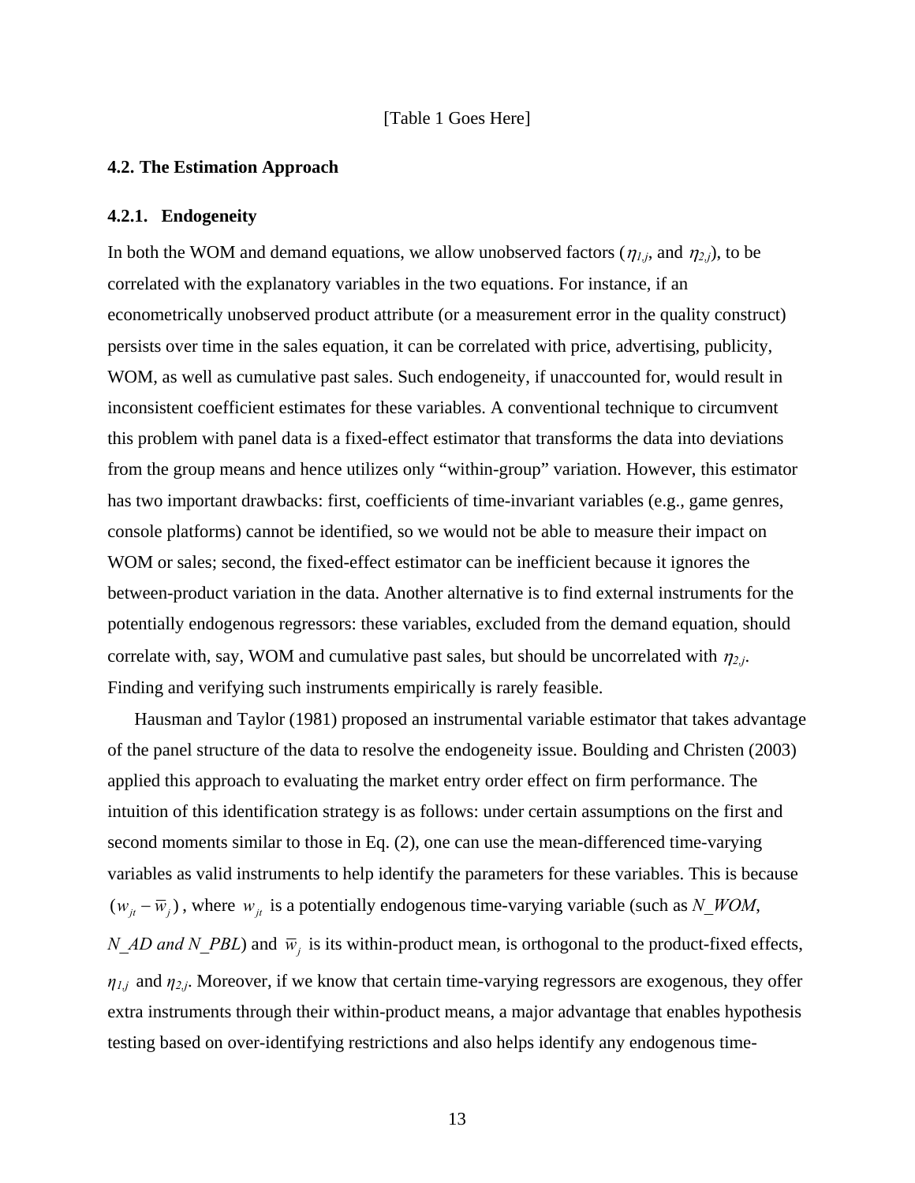[Table 1 Goes Here]

## 4.2. The Estimation Approach

### 4.2.1. Endogeneity

In both the WOM and demand equations, we allow unobserved factors ($\eta_{1,j}$, and $\eta_{2,j}$), to be correlated with the explanatory variables in the two equations. For instance, if an econometrically unobserved product attribute (or a measurement error in the quality construct) persists over time in the sales equation, it can be correlated with price, advertising, publicity, WOM, as well as cumulative past sales. Such endogeneity, if unaccounted for, would result in inconsistent coefficient estimates for these variables. A conventional technique to circumvent this problem with panel data is a fixed-effect estimator that transforms the data into deviations from the group means and hence utilizes only "within-group" variation. However, this estimator has two important drawbacks: first, coefficients of time-invariant variables (e.g., game genres, console platforms) cannot be identified, so we would not be able to measure their impact on WOM or sales; second, the fixed-effect estimator can be inefficient because it ignores the between-product variation in the data. Another alternative is to find external instruments for the potentially endogenous regressors: these variables, excluded from the demand equation, should correlate with, say, WOM and cumulative past sales, but should be uncorrelated with $\eta_{2,j}$. Finding and verifying such instruments empirically is rarely feasible.

Hausman and Taylor (1981) proposed an instrumental variable estimator that takes advantage of the panel structure of the data to resolve the endogeneity issue. Boulding and Christen (2003) applied this approach to evaluating the market entry order effect on firm performance. The intuition of this identification strategy is as follows: under certain assumptions on the first and second moments similar to those in Eq. (2), one can use the mean-differenced time-varying variables as valid instruments to help identify the parameters for these variables. This is because $(w_{jt} - \overline{w}_j)$, where $w_{jt}$ is a potentially endogenous time-varying variable (such as *N_WOM*, *N_AD and N_PBL*) and $\overline{w}_j$ is its within-product mean, is orthogonal to the product-fixed effects, $\eta_{1,j}$ and $\eta_{2,j}$. Moreover, if we know that certain time-varying regressors are exogenous, they offer extra instruments through their within-product means, a major advantage that enables hypothesis testing based on over-identifying restrictions and also helps identify any endogenous time-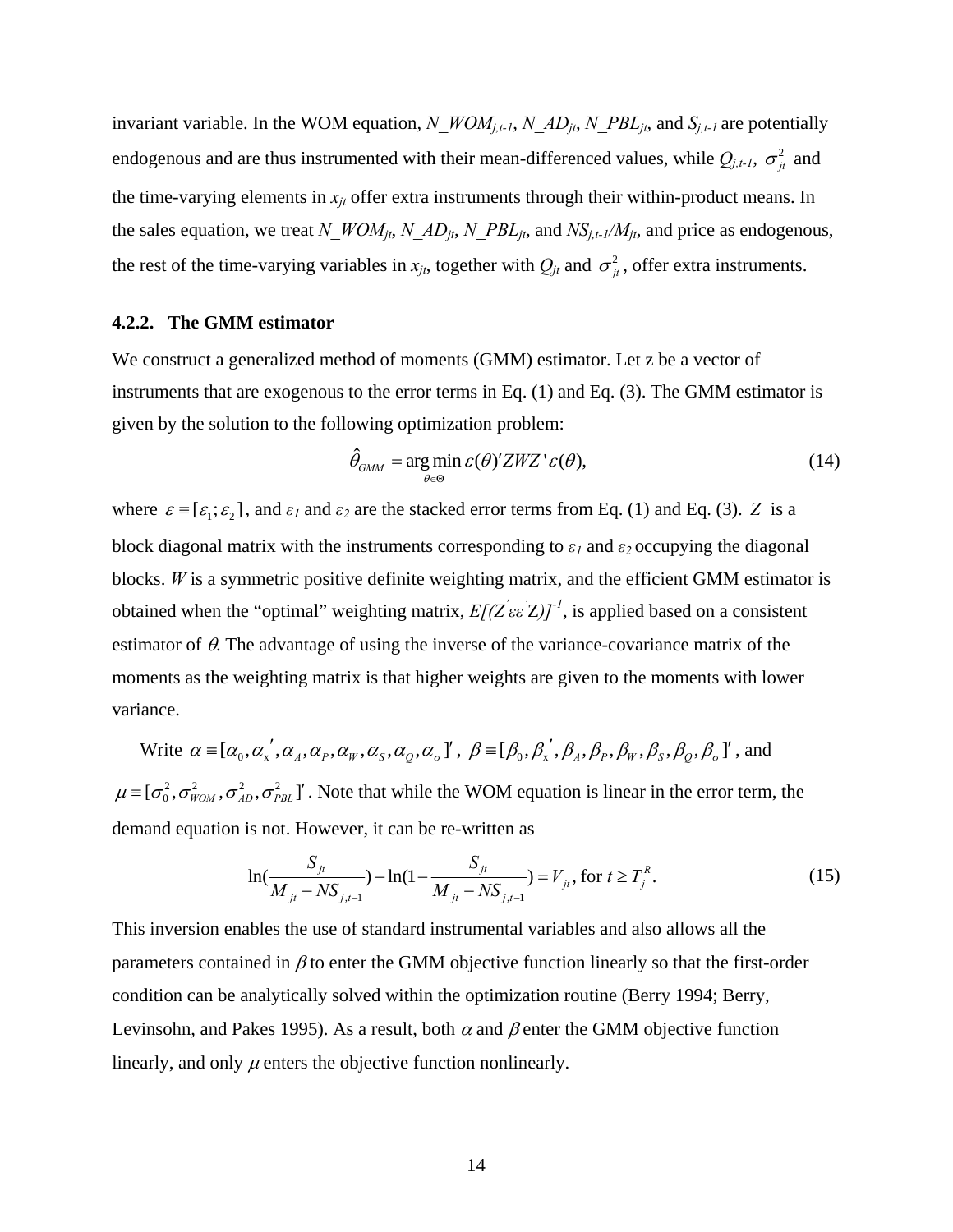invariant variable. In the WOM equation, $N\_WOM_{j,t-1}$, $N\_AD_{jt}$, $N\_PBL_{jt}$, and $S_{j,t-1}$ are potentially endogenous and are thus instrumented with their mean-differenced values, while $Q_{j,t-1}$, $\sigma^2_{jt}$ and the time-varying elements in $x_{jt}$ offer extra instruments through their within-product means. In the sales equation, we treat $N\_WOM_{jt}$, $N\_AD_{jt}$, $N\_PBL_{jt}$, and $NS_{j,t-1}/M_{jt}$, and price as endogenous, the rest of the time-varying variables in $x_{jt}$, together with $Q_{jt}$ and $\sigma^2_{jt}$, offer extra instruments.

### 4.2.2. The GMM estimator

We construct a generalized method of moments (GMM) estimator. Let z be a vector of instruments that are exogenous to the error terms in Eq. (1) and Eq. (3). The GMM estimator is given by the solution to the following optimization problem:

$$\hat{\theta}_{GMM} = \arg\min_{\theta \in \Theta} \varepsilon(\theta)' ZWZ' \varepsilon(\theta), \tag{14}$$

where $\varepsilon \equiv [\varepsilon_1; \varepsilon_2]$, and $\varepsilon_1$ and $\varepsilon_2$ are the stacked error terms from Eq. (1) and Eq. (3). $Z$ is a block diagonal matrix with the instruments corresponding to $\varepsilon_1$ and $\varepsilon_2$ occupying the diagonal blocks. $W$ is a symmetric positive definite weighting matrix, and the efficient GMM estimator is obtained when the "optimal" weighting matrix, $E[(Z'\varepsilon\varepsilon'Z)]^{-1}$, is applied based on a consistent estimator of $\theta$. The advantage of using the inverse of the variance-covariance matrix of the moments as the weighting matrix is that higher weights are given to the moments with lower variance.

Write $\alpha \equiv [\alpha_0, \alpha_x{}', \alpha_A, \alpha_P, \alpha_W, \alpha_S, \alpha_Q, \alpha_\sigma]'$, $\beta \equiv [\beta_0, \beta_x{}', \beta_A, \beta_P, \beta_W, \beta_S, \beta_Q, \beta_\sigma]'$, and $\mu \equiv [\sigma_0^2, \sigma_{WOM}^2, \sigma_{AD}^2, \sigma_{PBL}^2]'$. Note that while the WOM equation is linear in the error term, the demand equation is not. However, it can be re-written as

$$\ln\left(\frac{S_{jt}}{M_{jt} - NS_{j,t-1}}\right) - \ln\left(1 - \frac{S_{jt}}{M_{jt} - NS_{j,t-1}}\right) = V_{jt}, \text{ for } t \geq T_j^R. \tag{15}$$

This inversion enables the use of standard instrumental variables and also allows all the parameters contained in $\beta$ to enter the GMM objective function linearly so that the first-order condition can be analytically solved within the optimization routine (Berry 1994; Berry, Levinsohn, and Pakes 1995). As a result, both $\alpha$ and $\beta$ enter the GMM objective function linearly, and only $\mu$ enters the objective function nonlinearly.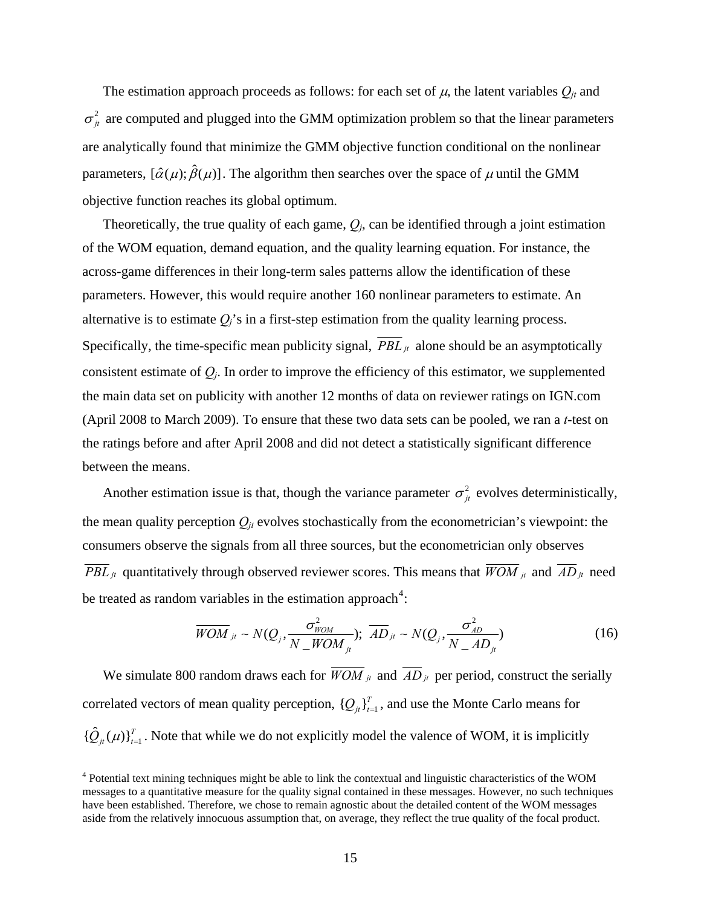The estimation approach proceeds as follows: for each set of $\mu$, the latent variables $Q_{jt}$ and $\sigma^2_{jt}$ are computed and plugged into the GMM optimization problem so that the linear parameters are analytically found that minimize the GMM objective function conditional on the nonlinear parameters, $[\hat{\alpha}(\mu); \hat{\beta}(\mu)]$. The algorithm then searches over the space of $\mu$ until the GMM objective function reaches its global optimum.

Theoretically, the true quality of each game, $Q_j$, can be identified through a joint estimation of the WOM equation, demand equation, and the quality learning equation. For instance, the across-game differences in their long-term sales patterns allow the identification of these parameters. However, this would require another 160 nonlinear parameters to estimate. An alternative is to estimate $Q_j$'s in a first-step estimation from the quality learning process. Specifically, the time-specific mean publicity signal, $\overline{PBL}_{jt}$ alone should be an asymptotically consistent estimate of $Q_j$. In order to improve the efficiency of this estimator, we supplemented the main data set on publicity with another 12 months of data on reviewer ratings on IGN.com (April 2008 to March 2009). To ensure that these two data sets can be pooled, we ran a *t*-test on the ratings before and after April 2008 and did not detect a statistically significant difference between the means.

Another estimation issue is that, though the variance parameter $\sigma^2_{jt}$ evolves deterministically, the mean quality perception $Q_{jt}$ evolves stochastically from the econometrician's viewpoint: the consumers observe the signals from all three sources, but the econometrician only observes $\overline{PBL}_{jt}$ quantitatively through observed reviewer scores. This means that $\overline{WOM}_{jt}$ and $\overline{AD}_{jt}$ need be treated as random variables in the estimation approach[4]:

$$\overline{WOM}_{jt} \sim N(Q_j, \frac{\sigma^2_{WOM}}{N\_WOM_{jt}}); \ \overline{AD}_{jt} \sim N(Q_j, \frac{\sigma^2_{AD}}{N\_AD_{jt}}) \tag{16}$$

We simulate 800 random draws each for $\overline{WOM}_{jt}$ and $\overline{AD}_{jt}$ per period, construct the serially correlated vectors of mean quality perception, $\{Q_{jt}\}_{t=1}^{T}$, and use the Monte Carlo means for $\{\hat{Q}_{jt}(\mu)\}_{t=1}^{T}$. Note that while we do not explicitly model the valence of WOM, it is implicitly

[4] Potential text mining techniques might be able to link the contextual and linguistic characteristics of the WOM messages to a quantitative measure for the quality signal contained in these messages. However, no such techniques have been established. Therefore, we chose to remain agnostic about the detailed content of the WOM messages aside from the relatively innocuous assumption that, on average, they reflect the true quality of the focal product.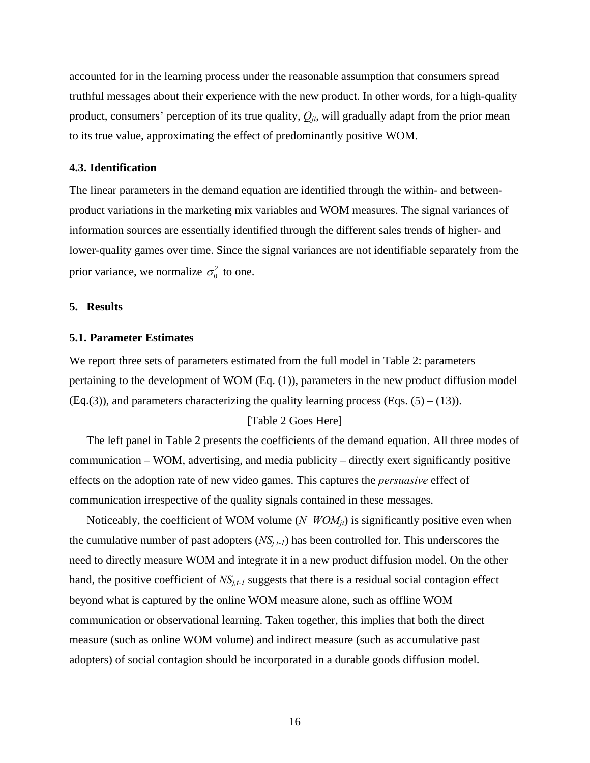accounted for in the learning process under the reasonable assumption that consumers spread truthful messages about their experience with the new product. In other words, for a high-quality product, consumers' perception of its true quality, $Q_{jt}$, will gradually adapt from the prior mean to its true value, approximating the effect of predominantly positive WOM.

### 4.3. Identification

The linear parameters in the demand equation are identified through the within- and between-product variations in the marketing mix variables and WOM measures. The signal variances of information sources are essentially identified through the different sales trends of higher- and lower-quality games over time. Since the signal variances are not identifiable separately from the prior variance, we normalize $\sigma_0^2$ to one.

## 5. Results

### 5.1. Parameter Estimates

We report three sets of parameters estimated from the full model in Table 2: parameters pertaining to the development of WOM (Eq. (1)), parameters in the new product diffusion model (Eq.(3)), and parameters characterizing the quality learning process (Eqs. (5) – (13)).

[Table 2 Goes Here]

The left panel in Table 2 presents the coefficients of the demand equation. All three modes of communication – WOM, advertising, and media publicity – directly exert significantly positive effects on the adoption rate of new video games. This captures the *persuasive* effect of communication irrespective of the quality signals contained in these messages.

Noticeably, the coefficient of WOM volume ($N\_WOM_{jt}$) is significantly positive even when the cumulative number of past adopters ($NS_{j,t-1}$) has been controlled for. This underscores the need to directly measure WOM and integrate it in a new product diffusion model. On the other hand, the positive coefficient of $NS_{j,t-1}$ suggests that there is a residual social contagion effect beyond what is captured by the online WOM measure alone, such as offline WOM communication or observational learning. Taken together, this implies that both the direct measure (such as online WOM volume) and indirect measure (such as accumulative past adopters) of social contagion should be incorporated in a durable goods diffusion model.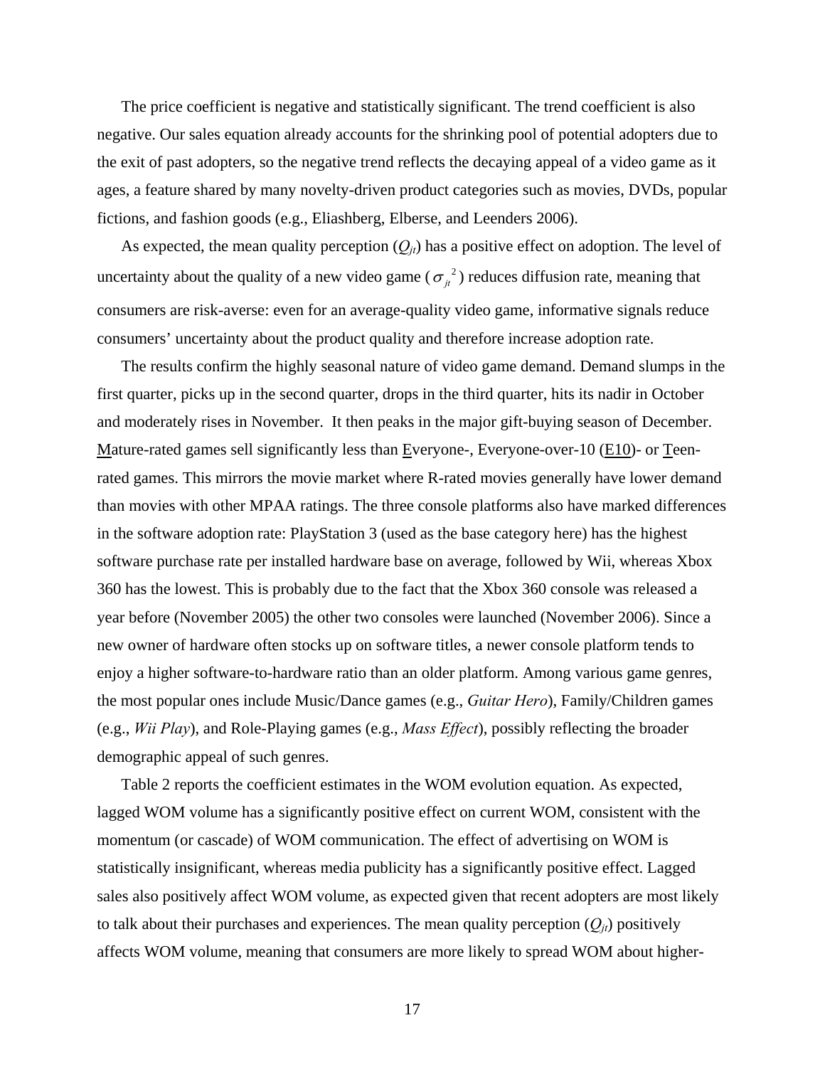The price coefficient is negative and statistically significant. The trend coefficient is also negative. Our sales equation already accounts for the shrinking pool of potential adopters due to the exit of past adopters, so the negative trend reflects the decaying appeal of a video game as it ages, a feature shared by many novelty-driven product categories such as movies, DVDs, popular fictions, and fashion goods (e.g., Eliashberg, Elberse, and Leenders 2006).

As expected, the mean quality perception ($Q_{jt}$) has a positive effect on adoption. The level of uncertainty about the quality of a new video game ($\sigma_{jt}^2$) reduces diffusion rate, meaning that consumers are risk-averse: even for an average-quality video game, informative signals reduce consumers' uncertainty about the product quality and therefore increase adoption rate.

The results confirm the highly seasonal nature of video game demand. Demand slumps in the first quarter, picks up in the second quarter, drops in the third quarter, hits its nadir in October and moderately rises in November. It then peaks in the major gift-buying season of December. Mature-rated games sell significantly less than Everyone-, Everyone-over-10 (E10)- or Teen-rated games. This mirrors the movie market where R-rated movies generally have lower demand than movies with other MPAA ratings. The three console platforms also have marked differences in the software adoption rate: PlayStation 3 (used as the base category here) has the highest software purchase rate per installed hardware base on average, followed by Wii, whereas Xbox 360 has the lowest. This is probably due to the fact that the Xbox 360 console was released a year before (November 2005) the other two consoles were launched (November 2006). Since a new owner of hardware often stocks up on software titles, a newer console platform tends to enjoy a higher software-to-hardware ratio than an older platform. Among various game genres, the most popular ones include Music/Dance games (e.g., *Guitar Hero*), Family/Children games (e.g., *Wii Play*), and Role-Playing games (e.g., *Mass Effect*), possibly reflecting the broader demographic appeal of such genres.

Table 2 reports the coefficient estimates in the WOM evolution equation. As expected, lagged WOM volume has a significantly positive effect on current WOM, consistent with the momentum (or cascade) of WOM communication. The effect of advertising on WOM is statistically insignificant, whereas media publicity has a significantly positive effect. Lagged sales also positively affect WOM volume, as expected given that recent adopters are most likely to talk about their purchases and experiences. The mean quality perception ($Q_{jt}$) positively affects WOM volume, meaning that consumers are more likely to spread WOM about higher-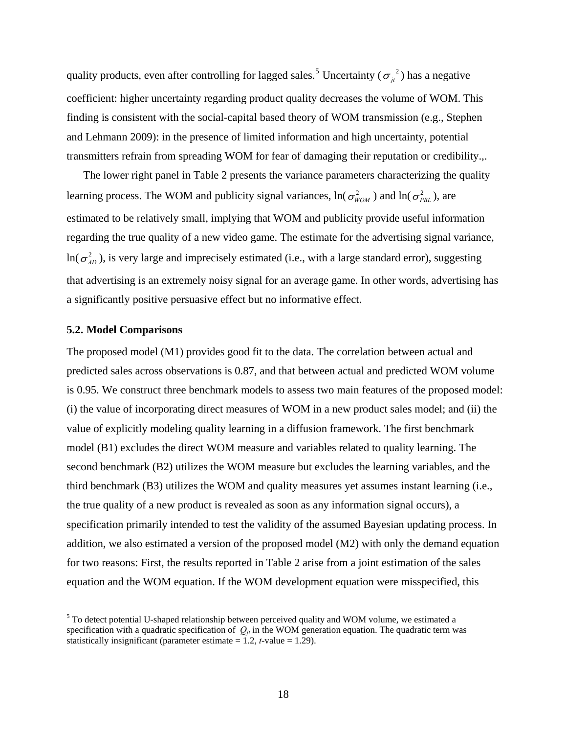quality products, even after controlling for lagged sales.[5] Uncertainty ($\sigma_{jt}{}^{2}$) has a negative coefficient: higher uncertainty regarding product quality decreases the volume of WOM. This finding is consistent with the social-capital based theory of WOM transmission (e.g., Stephen and Lehmann 2009): in the presence of limited information and high uncertainty, potential transmitters refrain from spreading WOM for fear of damaging their reputation or credibility.,.

The lower right panel in Table 2 presents the variance parameters characterizing the quality learning process. The WOM and publicity signal variances, $\ln(\sigma^2_{WOM})$ and $\ln(\sigma^2_{PBL})$, are estimated to be relatively small, implying that WOM and publicity provide useful information regarding the true quality of a new video game. The estimate for the advertising signal variance, $\ln(\sigma^2_{AD})$, is very large and imprecisely estimated (i.e., with a large standard error), suggesting that advertising is an extremely noisy signal for an average game. In other words, advertising has a significantly positive persuasive effect but no informative effect.

### 5.2. Model Comparisons

The proposed model (M1) provides good fit to the data. The correlation between actual and predicted sales across observations is 0.87, and that between actual and predicted WOM volume is 0.95. We construct three benchmark models to assess two main features of the proposed model: (i) the value of incorporating direct measures of WOM in a new product sales model; and (ii) the value of explicitly modeling quality learning in a diffusion framework. The first benchmark model (B1) excludes the direct WOM measure and variables related to quality learning. The second benchmark (B2) utilizes the WOM measure but excludes the learning variables, and the third benchmark (B3) utilizes the WOM and quality measures yet assumes instant learning (i.e., the true quality of a new product is revealed as soon as any information signal occurs), a specification primarily intended to test the validity of the assumed Bayesian updating process. In addition, we also estimated a version of the proposed model (M2) with only the demand equation for two reasons: First, the results reported in Table 2 arise from a joint estimation of the sales equation and the WOM equation. If the WOM development equation were misspecified, this

[5] To detect potential U-shaped relationship between perceived quality and WOM volume, we estimated a specification with a quadratic specification of $Q_{jt}$ in the WOM generation equation. The quadratic term was statistically insignificant (parameter estimate = 1.2, *t*-value = 1.29).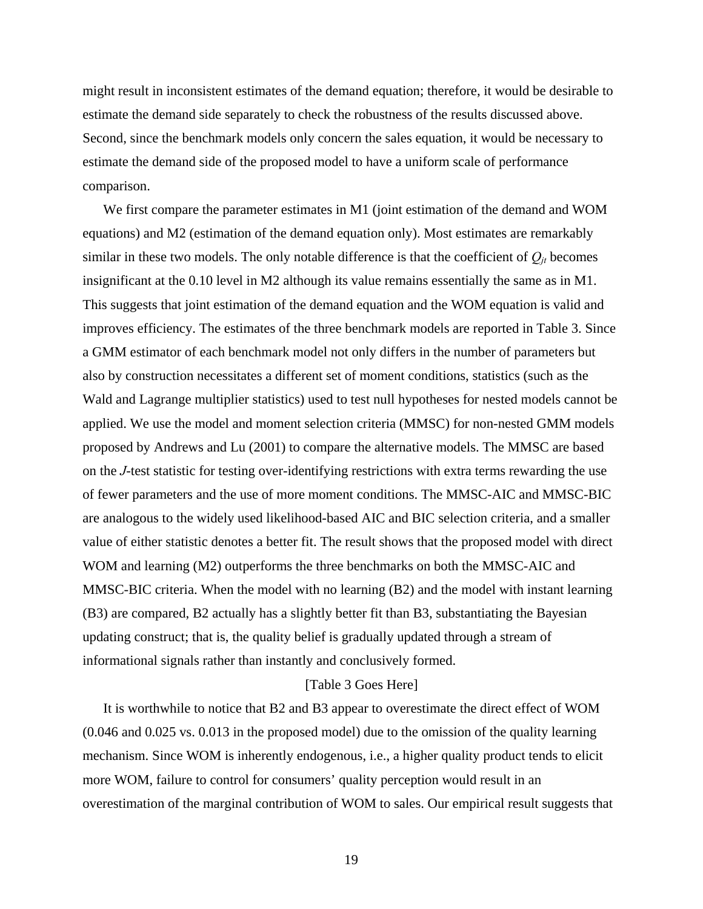might result in inconsistent estimates of the demand equation; therefore, it would be desirable to estimate the demand side separately to check the robustness of the results discussed above. Second, since the benchmark models only concern the sales equation, it would be necessary to estimate the demand side of the proposed model to have a uniform scale of performance comparison.

We first compare the parameter estimates in M1 (joint estimation of the demand and WOM equations) and M2 (estimation of the demand equation only). Most estimates are remarkably similar in these two models. The only notable difference is that the coefficient of $Q_{jt}$ becomes insignificant at the 0.10 level in M2 although its value remains essentially the same as in M1. This suggests that joint estimation of the demand equation and the WOM equation is valid and improves efficiency. The estimates of the three benchmark models are reported in Table 3. Since a GMM estimator of each benchmark model not only differs in the number of parameters but also by construction necessitates a different set of moment conditions, statistics (such as the Wald and Lagrange multiplier statistics) used to test null hypotheses for nested models cannot be applied. We use the model and moment selection criteria (MMSC) for non-nested GMM models proposed by Andrews and Lu (2001) to compare the alternative models. The MMSC are based on the *J*-test statistic for testing over-identifying restrictions with extra terms rewarding the use of fewer parameters and the use of more moment conditions. The MMSC-AIC and MMSC-BIC are analogous to the widely used likelihood-based AIC and BIC selection criteria, and a smaller value of either statistic denotes a better fit. The result shows that the proposed model with direct WOM and learning (M2) outperforms the three benchmarks on both the MMSC-AIC and MMSC-BIC criteria. When the model with no learning (B2) and the model with instant learning (B3) are compared, B2 actually has a slightly better fit than B3, substantiating the Bayesian updating construct; that is, the quality belief is gradually updated through a stream of informational signals rather than instantly and conclusively formed.

[Table 3 Goes Here]

It is worthwhile to notice that B2 and B3 appear to overestimate the direct effect of WOM (0.046 and 0.025 vs. 0.013 in the proposed model) due to the omission of the quality learning mechanism. Since WOM is inherently endogenous, i.e., a higher quality product tends to elicit more WOM, failure to control for consumers' quality perception would result in an overestimation of the marginal contribution of WOM to sales. Our empirical result suggests that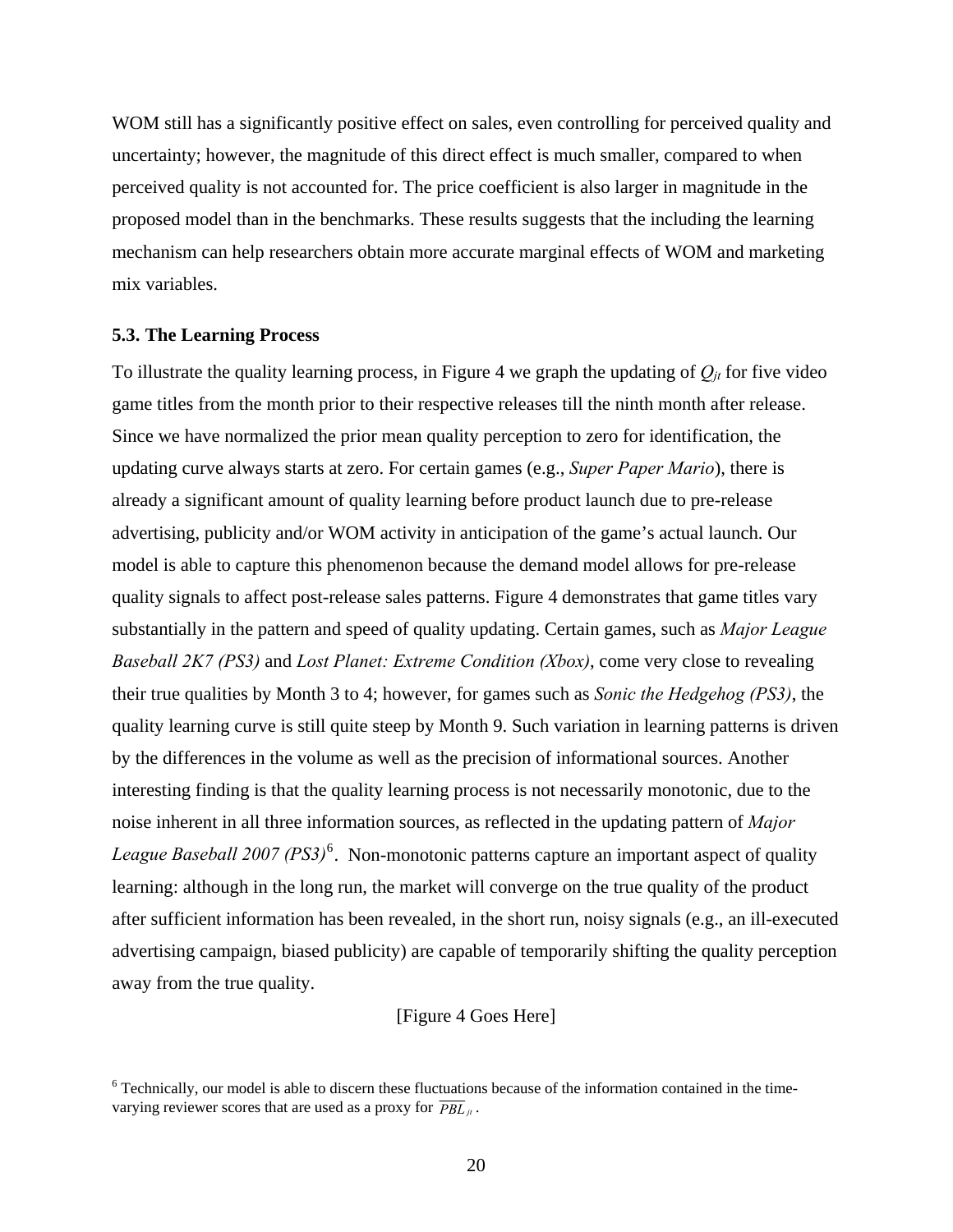WOM still has a significantly positive effect on sales, even controlling for perceived quality and uncertainty; however, the magnitude of this direct effect is much smaller, compared to when perceived quality is not accounted for. The price coefficient is also larger in magnitude in the proposed model than in the benchmarks. These results suggests that the including the learning mechanism can help researchers obtain more accurate marginal effects of WOM and marketing mix variables.

### 5.3. The Learning Process

To illustrate the quality learning process, in Figure 4 we graph the updating of $Q_{jt}$ for five video game titles from the month prior to their respective releases till the ninth month after release. Since we have normalized the prior mean quality perception to zero for identification, the updating curve always starts at zero. For certain games (e.g., *Super Paper Mario*), there is already a significant amount of quality learning before product launch due to pre-release advertising, publicity and/or WOM activity in anticipation of the game's actual launch. Our model is able to capture this phenomenon because the demand model allows for pre-release quality signals to affect post-release sales patterns. Figure 4 demonstrates that game titles vary substantially in the pattern and speed of quality updating. Certain games, such as *Major League Baseball 2K7 (PS3)* and *Lost Planet: Extreme Condition (Xbox)*, come very close to revealing their true qualities by Month 3 to 4; however, for games such as *Sonic the Hedgehog (PS3)*, the quality learning curve is still quite steep by Month 9. Such variation in learning patterns is driven by the differences in the volume as well as the precision of informational sources. Another interesting finding is that the quality learning process is not necessarily monotonic, due to the noise inherent in all three information sources, as reflected in the updating pattern of *Major League Baseball 2007 (PS3)*[6]. Non-monotonic patterns capture an important aspect of quality learning: although in the long run, the market will converge on the true quality of the product after sufficient information has been revealed, in the short run, noisy signals (e.g., an ill-executed advertising campaign, biased publicity) are capable of temporarily shifting the quality perception away from the true quality.

[Figure 4 Goes Here]

[6] Technically, our model is able to discern these fluctuations because of the information contained in the time-varying reviewer scores that are used as a proxy for $\overline{PBL}_{jt}$.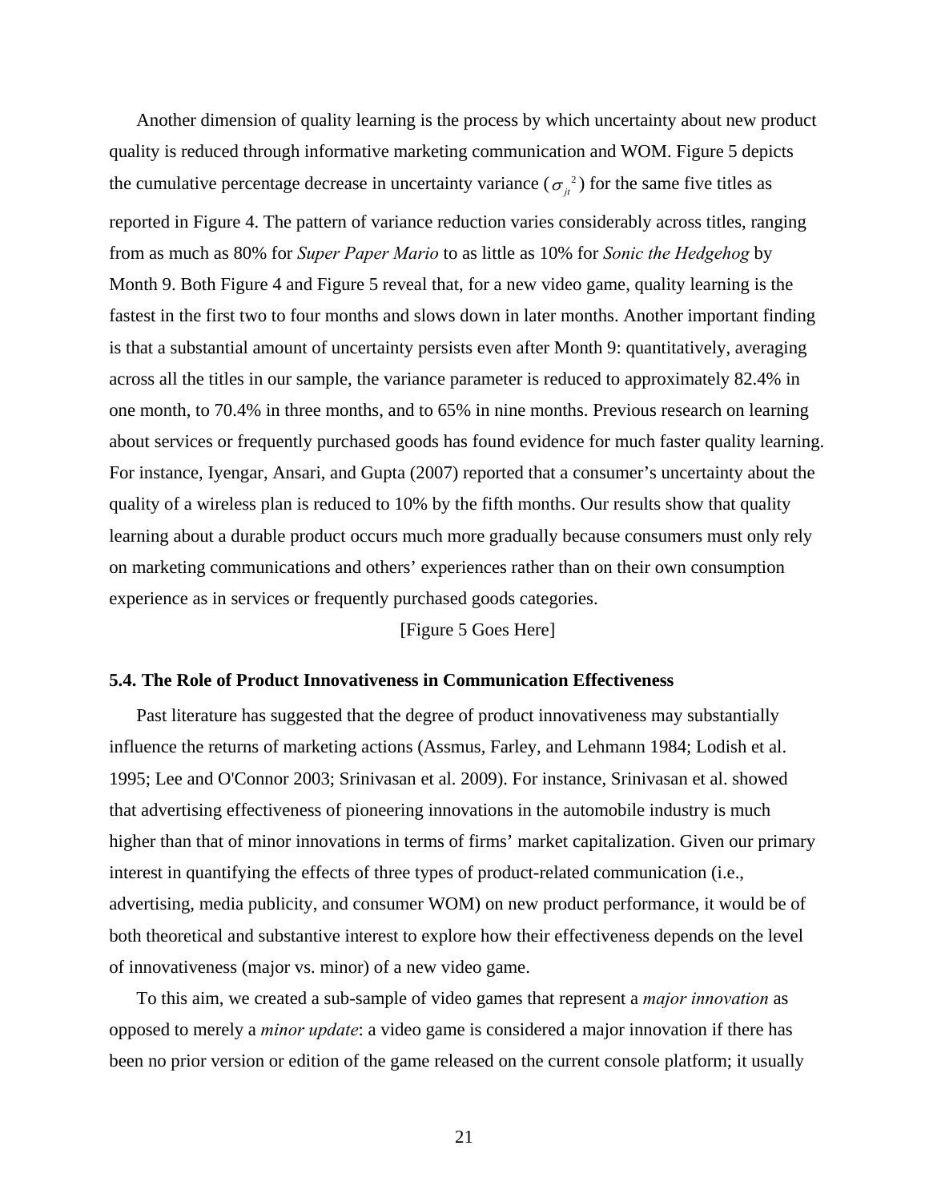Another dimension of quality learning is the process by which uncertainty about new product quality is reduced through informative marketing communication and WOM. Figure 5 depicts the cumulative percentage decrease in uncertainty variance ($\sigma_{jt}^{2}$) for the same five titles as reported in Figure 4. The pattern of variance reduction varies considerably across titles, ranging from as much as 80% for *Super Paper Mario* to as little as 10% for *Sonic the Hedgehog* by Month 9. Both Figure 4 and Figure 5 reveal that, for a new video game, quality learning is the fastest in the first two to four months and slows down in later months. Another important finding is that a substantial amount of uncertainty persists even after Month 9: quantitatively, averaging across all the titles in our sample, the variance parameter is reduced to approximately 82.4% in one month, to 70.4% in three months, and to 65% in nine months. Previous research on learning about services or frequently purchased goods has found evidence for much faster quality learning. For instance, Iyengar, Ansari, and Gupta (2007) reported that a consumer's uncertainty about the quality of a wireless plan is reduced to 10% by the fifth months. Our results show that quality learning about a durable product occurs much more gradually because consumers must only rely on marketing communications and others' experiences rather than on their own consumption experience as in services or frequently purchased goods categories.

[Figure 5 Goes Here]

### 5.4. The Role of Product Innovativeness in Communication Effectiveness

Past literature has suggested that the degree of product innovativeness may substantially influence the returns of marketing actions (Assmus, Farley, and Lehmann 1984; Lodish et al. 1995; Lee and O'Connor 2003; Srinivasan et al. 2009). For instance, Srinivasan et al. showed that advertising effectiveness of pioneering innovations in the automobile industry is much higher than that of minor innovations in terms of firms' market capitalization. Given our primary interest in quantifying the effects of three types of product-related communication (i.e., advertising, media publicity, and consumer WOM) on new product performance, it would be of both theoretical and substantive interest to explore how their effectiveness depends on the level of innovativeness (major vs. minor) of a new video game.

To this aim, we created a sub-sample of video games that represent a *major innovation* as opposed to merely a *minor update*: a video game is considered a major innovation if there has been no prior version or edition of the game released on the current console platform; it usually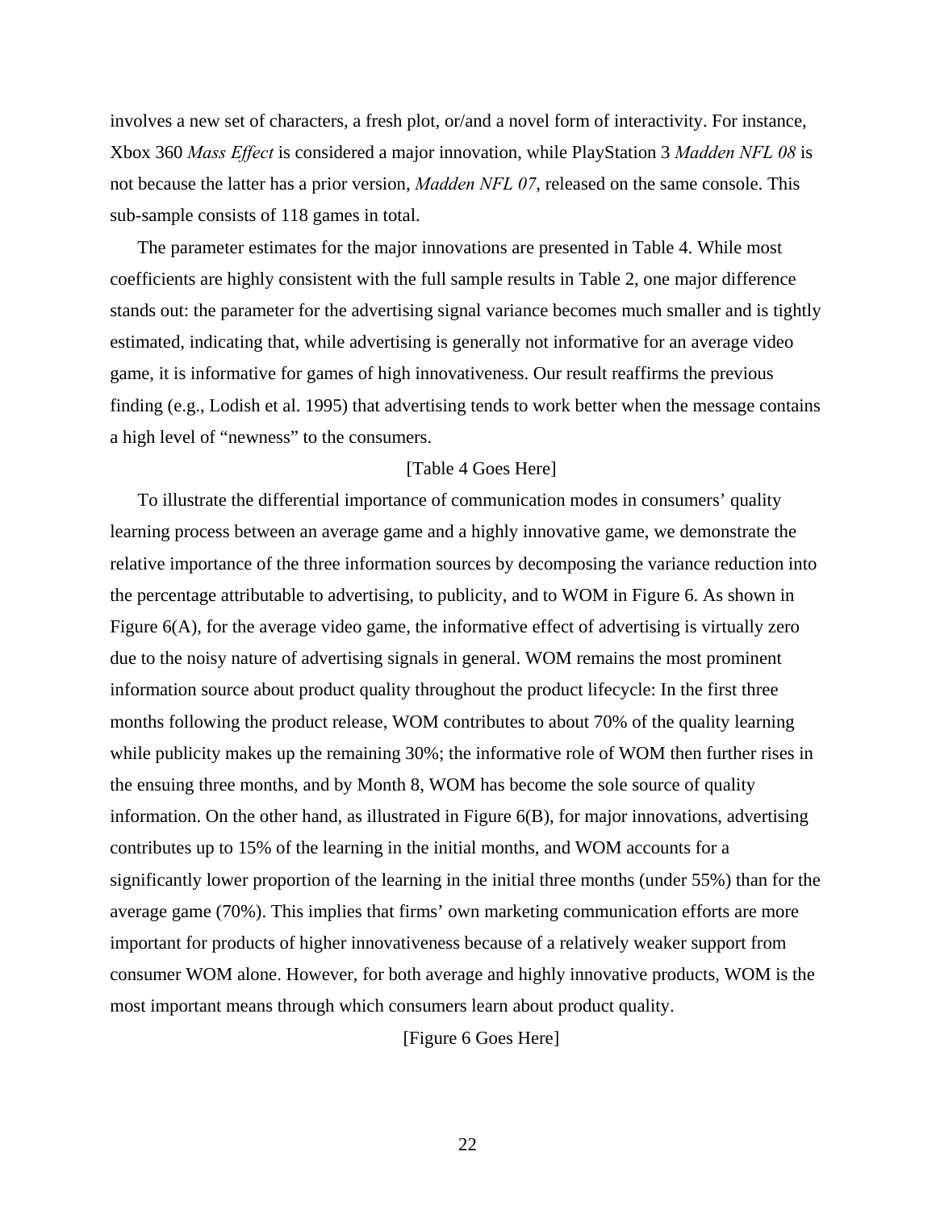involves a new set of characters, a fresh plot, or/and a novel form of interactivity. For instance, Xbox 360 *Mass Effect* is considered a major innovation, while PlayStation 3 *Madden NFL 08* is not because the latter has a prior version, *Madden NFL 07*, released on the same console. This sub-sample consists of 118 games in total.

The parameter estimates for the major innovations are presented in Table 4. While most coefficients are highly consistent with the full sample results in Table 2, one major difference stands out: the parameter for the advertising signal variance becomes much smaller and is tightly estimated, indicating that, while advertising is generally not informative for an average video game, it is informative for games of high innovativeness. Our result reaffirms the previous finding (e.g., Lodish et al. 1995) that advertising tends to work better when the message contains a high level of "newness" to the consumers.

[Table 4 Goes Here]

To illustrate the differential importance of communication modes in consumers' quality learning process between an average game and a highly innovative game, we demonstrate the relative importance of the three information sources by decomposing the variance reduction into the percentage attributable to advertising, to publicity, and to WOM in Figure 6. As shown in Figure 6(A), for the average video game, the informative effect of advertising is virtually zero due to the noisy nature of advertising signals in general. WOM remains the most prominent information source about product quality throughout the product lifecycle: In the first three months following the product release, WOM contributes to about 70% of the quality learning while publicity makes up the remaining 30%; the informative role of WOM then further rises in the ensuing three months, and by Month 8, WOM has become the sole source of quality information. On the other hand, as illustrated in Figure 6(B), for major innovations, advertising contributes up to 15% of the learning in the initial months, and WOM accounts for a significantly lower proportion of the learning in the initial three months (under 55%) than for the average game (70%). This implies that firms' own marketing communication efforts are more important for products of higher innovativeness because of a relatively weaker support from consumer WOM alone. However, for both average and highly innovative products, WOM is the most important means through which consumers learn about product quality.

[Figure 6 Goes Here]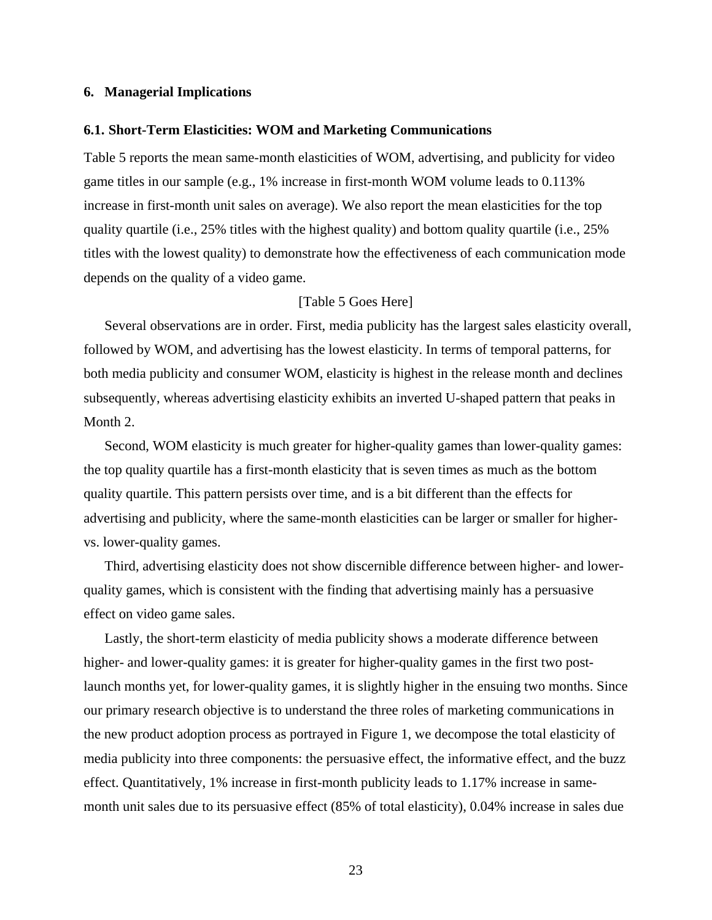## 6. Managerial Implications

### 6.1. Short-Term Elasticities: WOM and Marketing Communications

Table 5 reports the mean same-month elasticities of WOM, advertising, and publicity for video game titles in our sample (e.g., 1% increase in first-month WOM volume leads to 0.113% increase in first-month unit sales on average). We also report the mean elasticities for the top quality quartile (i.e., 25% titles with the highest quality) and bottom quality quartile (i.e., 25% titles with the lowest quality) to demonstrate how the effectiveness of each communication mode depends on the quality of a video game.

[Table 5 Goes Here]

Several observations are in order. First, media publicity has the largest sales elasticity overall, followed by WOM, and advertising has the lowest elasticity. In terms of temporal patterns, for both media publicity and consumer WOM, elasticity is highest in the release month and declines subsequently, whereas advertising elasticity exhibits an inverted U-shaped pattern that peaks in Month 2.

Second, WOM elasticity is much greater for higher-quality games than lower-quality games: the top quality quartile has a first-month elasticity that is seven times as much as the bottom quality quartile. This pattern persists over time, and is a bit different than the effects for advertising and publicity, where the same-month elasticities can be larger or smaller for higher- vs. lower-quality games.

Third, advertising elasticity does not show discernible difference between higher- and lower-quality games, which is consistent with the finding that advertising mainly has a persuasive effect on video game sales.

Lastly, the short-term elasticity of media publicity shows a moderate difference between higher- and lower-quality games: it is greater for higher-quality games in the first two post-launch months yet, for lower-quality games, it is slightly higher in the ensuing two months. Since our primary research objective is to understand the three roles of marketing communications in the new product adoption process as portrayed in Figure 1, we decompose the total elasticity of media publicity into three components: the persuasive effect, the informative effect, and the buzz effect. Quantitatively, 1% increase in first-month publicity leads to 1.17% increase in same-month unit sales due to its persuasive effect (85% of total elasticity), 0.04% increase in sales due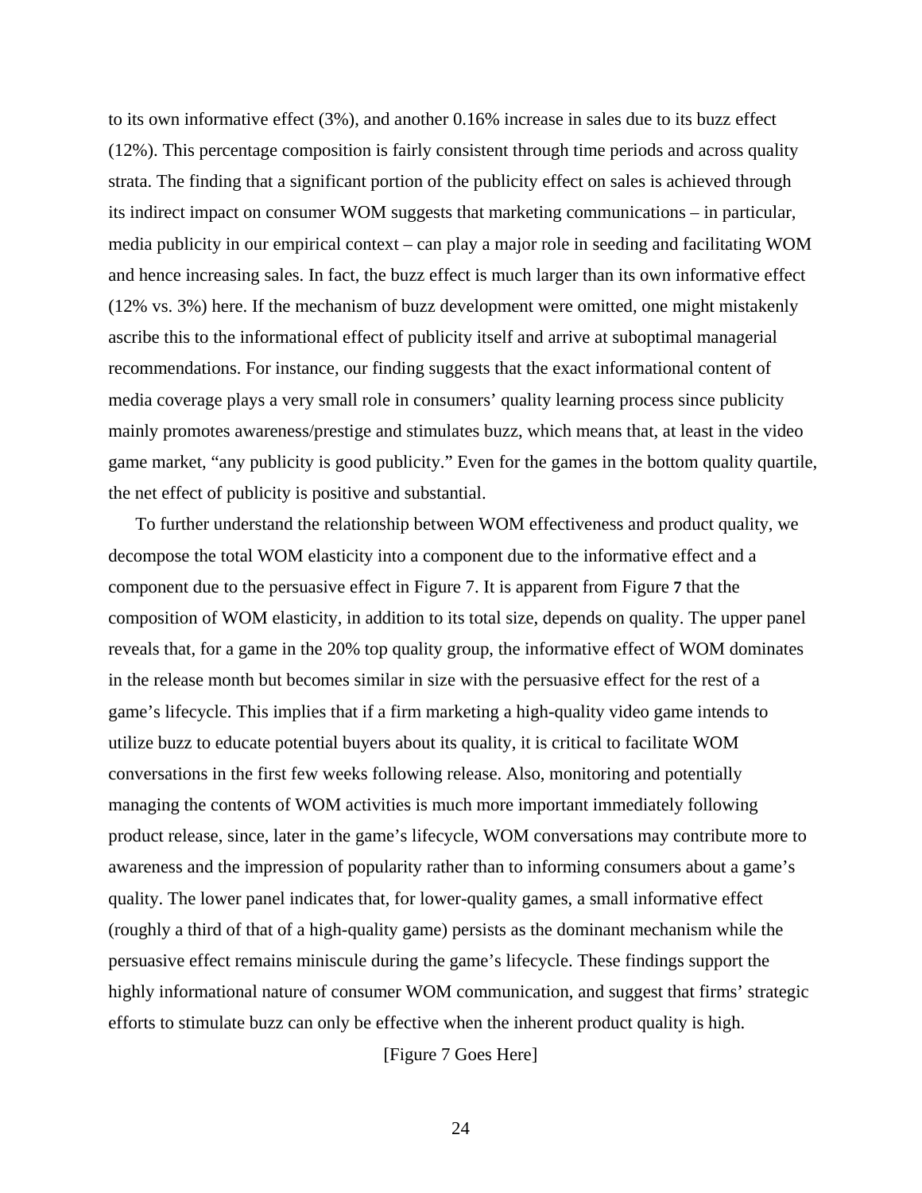to its own informative effect (3%), and another 0.16% increase in sales due to its buzz effect (12%). This percentage composition is fairly consistent through time periods and across quality strata. The finding that a significant portion of the publicity effect on sales is achieved through its indirect impact on consumer WOM suggests that marketing communications – in particular, media publicity in our empirical context – can play a major role in seeding and facilitating WOM and hence increasing sales. In fact, the buzz effect is much larger than its own informative effect (12% vs. 3%) here. If the mechanism of buzz development were omitted, one might mistakenly ascribe this to the informational effect of publicity itself and arrive at suboptimal managerial recommendations. For instance, our finding suggests that the exact informational content of media coverage plays a very small role in consumers' quality learning process since publicity mainly promotes awareness/prestige and stimulates buzz, which means that, at least in the video game market, "any publicity is good publicity." Even for the games in the bottom quality quartile, the net effect of publicity is positive and substantial.

To further understand the relationship between WOM effectiveness and product quality, we decompose the total WOM elasticity into a component due to the informative effect and a component due to the persuasive effect in Figure 7. It is apparent from Figure **7** that the composition of WOM elasticity, in addition to its total size, depends on quality. The upper panel reveals that, for a game in the 20% top quality group, the informative effect of WOM dominates in the release month but becomes similar in size with the persuasive effect for the rest of a game's lifecycle. This implies that if a firm marketing a high-quality video game intends to utilize buzz to educate potential buyers about its quality, it is critical to facilitate WOM conversations in the first few weeks following release. Also, monitoring and potentially managing the contents of WOM activities is much more important immediately following product release, since, later in the game's lifecycle, WOM conversations may contribute more to awareness and the impression of popularity rather than to informing consumers about a game's quality. The lower panel indicates that, for lower-quality games, a small informative effect (roughly a third of that of a high-quality game) persists as the dominant mechanism while the persuasive effect remains miniscule during the game's lifecycle. These findings support the highly informational nature of consumer WOM communication, and suggest that firms' strategic efforts to stimulate buzz can only be effective when the inherent product quality is high.

[Figure 7 Goes Here]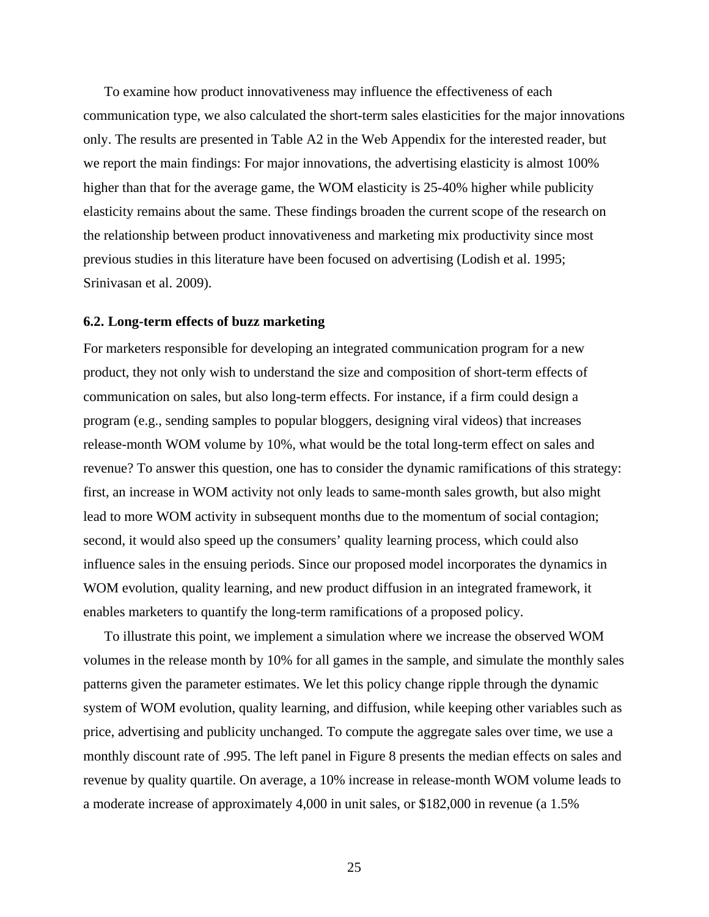To examine how product innovativeness may influence the effectiveness of each communication type, we also calculated the short-term sales elasticities for the major innovations only. The results are presented in Table A2 in the Web Appendix for the interested reader, but we report the main findings: For major innovations, the advertising elasticity is almost 100% higher than that for the average game, the WOM elasticity is 25-40% higher while publicity elasticity remains about the same. These findings broaden the current scope of the research on the relationship between product innovativeness and marketing mix productivity since most previous studies in this literature have been focused on advertising (Lodish et al. 1995; Srinivasan et al. 2009).

### 6.2. Long-term effects of buzz marketing

For marketers responsible for developing an integrated communication program for a new product, they not only wish to understand the size and composition of short-term effects of communication on sales, but also long-term effects. For instance, if a firm could design a program (e.g., sending samples to popular bloggers, designing viral videos) that increases release-month WOM volume by 10%, what would be the total long-term effect on sales and revenue? To answer this question, one has to consider the dynamic ramifications of this strategy: first, an increase in WOM activity not only leads to same-month sales growth, but also might lead to more WOM activity in subsequent months due to the momentum of social contagion; second, it would also speed up the consumers' quality learning process, which could also influence sales in the ensuing periods. Since our proposed model incorporates the dynamics in WOM evolution, quality learning, and new product diffusion in an integrated framework, it enables marketers to quantify the long-term ramifications of a proposed policy.

To illustrate this point, we implement a simulation where we increase the observed WOM volumes in the release month by 10% for all games in the sample, and simulate the monthly sales patterns given the parameter estimates. We let this policy change ripple through the dynamic system of WOM evolution, quality learning, and diffusion, while keeping other variables such as price, advertising and publicity unchanged. To compute the aggregate sales over time, we use a monthly discount rate of .995. The left panel in Figure 8 presents the median effects on sales and revenue by quality quartile. On average, a 10% increase in release-month WOM volume leads to a moderate increase of approximately 4,000 in unit sales, or $182,000 in revenue (a 1.5%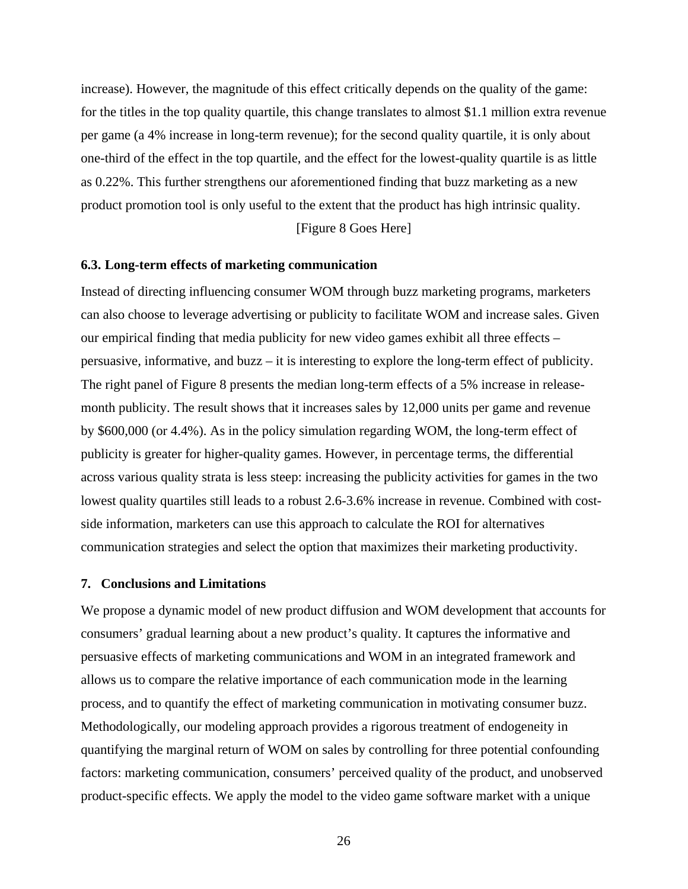increase). However, the magnitude of this effect critically depends on the quality of the game: for the titles in the top quality quartile, this change translates to almost $1.1 million extra revenue per game (a 4% increase in long-term revenue); for the second quality quartile, it is only about one-third of the effect in the top quartile, and the effect for the lowest-quality quartile is as little as 0.22%. This further strengthens our aforementioned finding that buzz marketing as a new product promotion tool is only useful to the extent that the product has high intrinsic quality.

[Figure 8 Goes Here]

### 6.3. Long-term effects of marketing communication

Instead of directing influencing consumer WOM through buzz marketing programs, marketers can also choose to leverage advertising or publicity to facilitate WOM and increase sales. Given our empirical finding that media publicity for new video games exhibit all three effects – persuasive, informative, and buzz – it is interesting to explore the long-term effect of publicity. The right panel of Figure 8 presents the median long-term effects of a 5% increase in release-month publicity. The result shows that it increases sales by 12,000 units per game and revenue by $600,000 (or 4.4%). As in the policy simulation regarding WOM, the long-term effect of publicity is greater for higher-quality games. However, in percentage terms, the differential across various quality strata is less steep: increasing the publicity activities for games in the two lowest quality quartiles still leads to a robust 2.6-3.6% increase in revenue. Combined with cost-side information, marketers can use this approach to calculate the ROI for alternatives communication strategies and select the option that maximizes their marketing productivity.

## 7. Conclusions and Limitations

We propose a dynamic model of new product diffusion and WOM development that accounts for consumers' gradual learning about a new product's quality. It captures the informative and persuasive effects of marketing communications and WOM in an integrated framework and allows us to compare the relative importance of each communication mode in the learning process, and to quantify the effect of marketing communication in motivating consumer buzz. Methodologically, our modeling approach provides a rigorous treatment of endogeneity in quantifying the marginal return of WOM on sales by controlling for three potential confounding factors: marketing communication, consumers' perceived quality of the product, and unobserved product-specific effects. We apply the model to the video game software market with a unique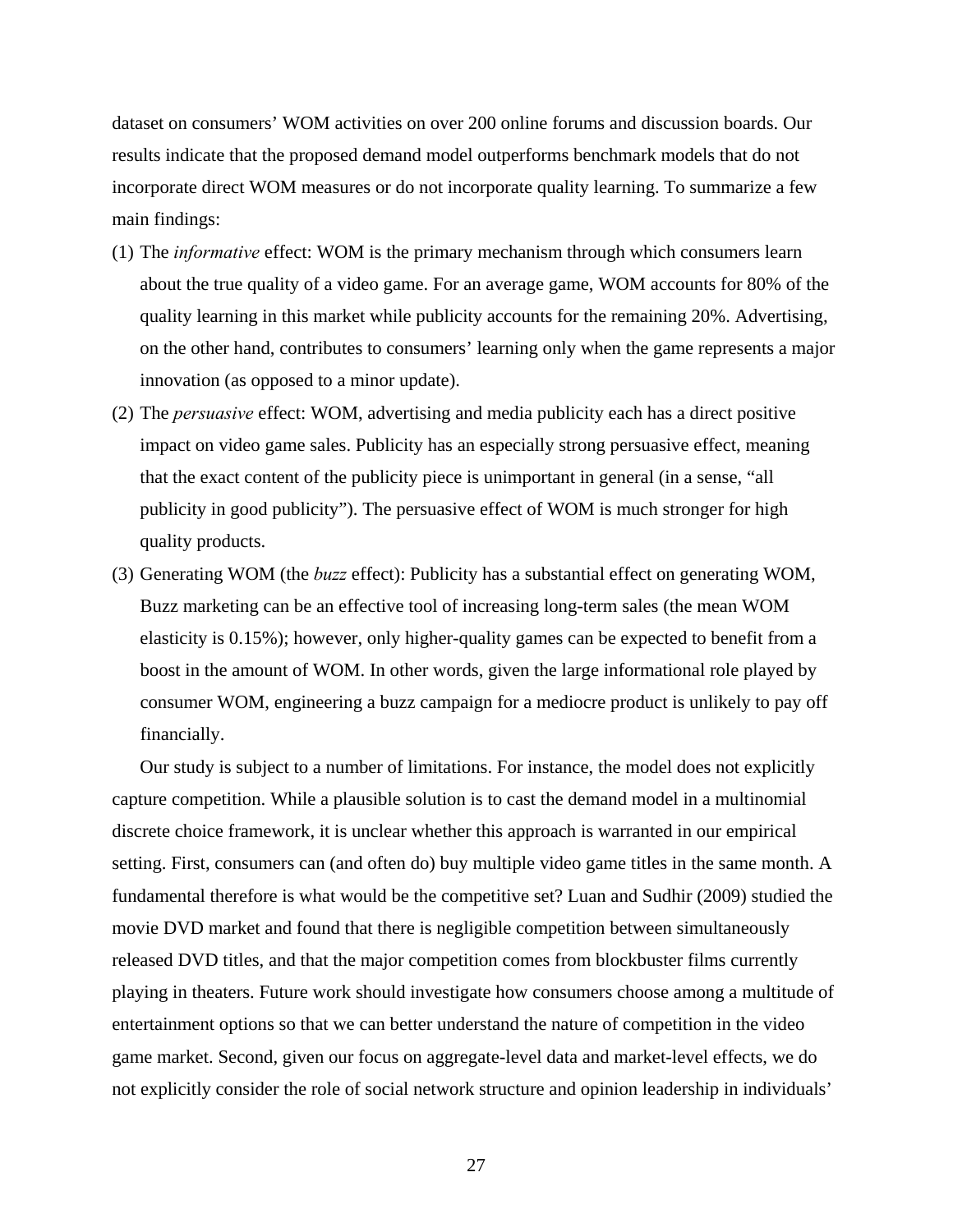dataset on consumers' WOM activities on over 200 online forums and discussion boards. Our results indicate that the proposed demand model outperforms benchmark models that do not incorporate direct WOM measures or do not incorporate quality learning. To summarize a few main findings:

(1) The *informative* effect: WOM is the primary mechanism through which consumers learn about the true quality of a video game. For an average game, WOM accounts for 80% of the quality learning in this market while publicity accounts for the remaining 20%. Advertising, on the other hand, contributes to consumers' learning only when the game represents a major innovation (as opposed to a minor update).

(2) The *persuasive* effect: WOM, advertising and media publicity each has a direct positive impact on video game sales. Publicity has an especially strong persuasive effect, meaning that the exact content of the publicity piece is unimportant in general (in a sense, "all publicity in good publicity"). The persuasive effect of WOM is much stronger for high quality products.

(3) Generating WOM (the *buzz* effect): Publicity has a substantial effect on generating WOM, Buzz marketing can be an effective tool of increasing long-term sales (the mean WOM elasticity is 0.15%); however, only higher-quality games can be expected to benefit from a boost in the amount of WOM. In other words, given the large informational role played by consumer WOM, engineering a buzz campaign for a mediocre product is unlikely to pay off financially.

Our study is subject to a number of limitations. For instance, the model does not explicitly capture competition. While a plausible solution is to cast the demand model in a multinomial discrete choice framework, it is unclear whether this approach is warranted in our empirical setting. First, consumers can (and often do) buy multiple video game titles in the same month. A fundamental therefore is what would be the competitive set? Luan and Sudhir (2009) studied the movie DVD market and found that there is negligible competition between simultaneously released DVD titles, and that the major competition comes from blockbuster films currently playing in theaters. Future work should investigate how consumers choose among a multitude of entertainment options so that we can better understand the nature of competition in the video game market. Second, given our focus on aggregate-level data and market-level effects, we do not explicitly consider the role of social network structure and opinion leadership in individuals'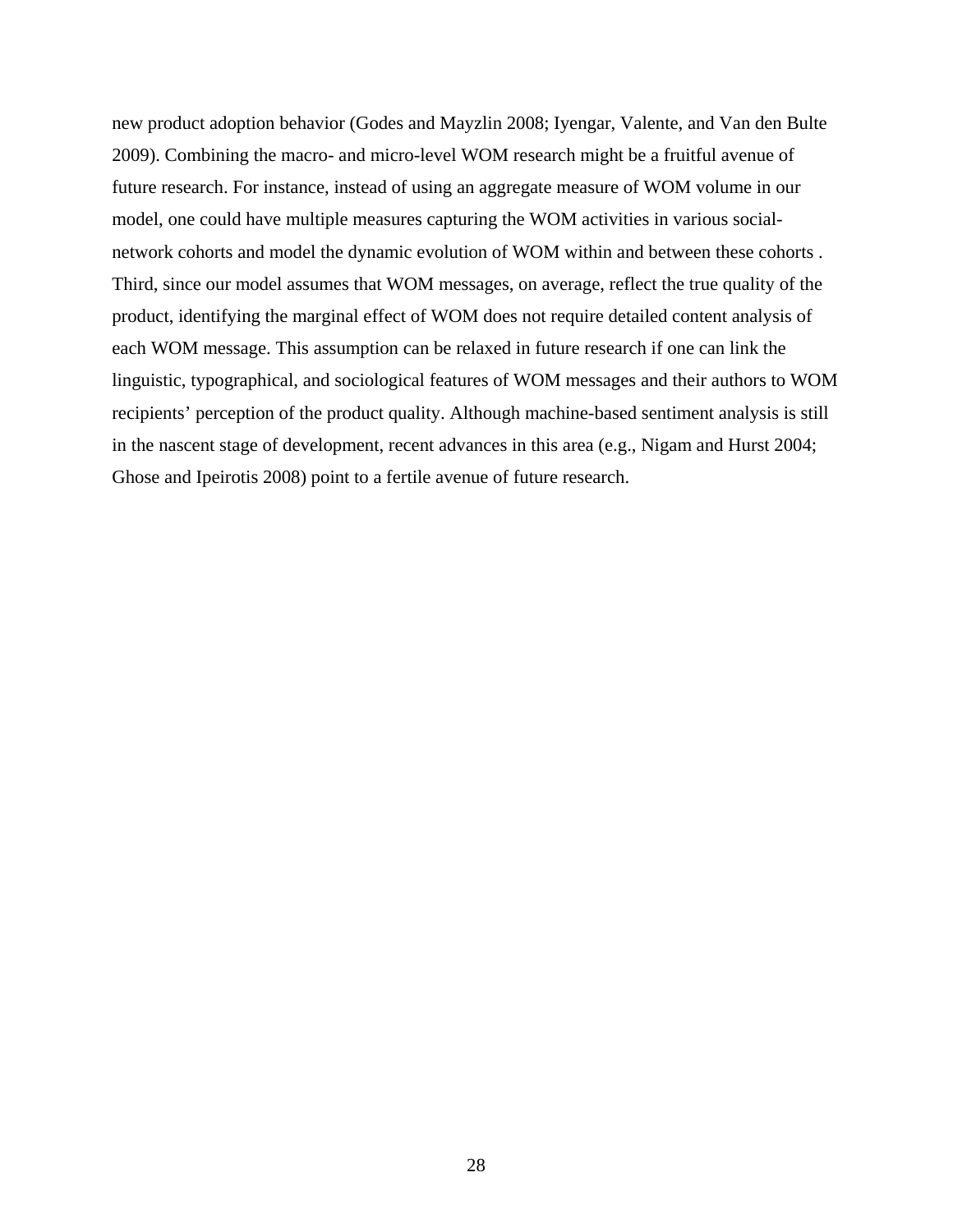new product adoption behavior (Godes and Mayzlin 2008; Iyengar, Valente, and Van den Bulte 2009). Combining the macro- and micro-level WOM research might be a fruitful avenue of future research. For instance, instead of using an aggregate measure of WOM volume in our model, one could have multiple measures capturing the WOM activities in various social-network cohorts and model the dynamic evolution of WOM within and between these cohorts . Third, since our model assumes that WOM messages, on average, reflect the true quality of the product, identifying the marginal effect of WOM does not require detailed content analysis of each WOM message. This assumption can be relaxed in future research if one can link the linguistic, typographical, and sociological features of WOM messages and their authors to WOM recipients' perception of the product quality. Although machine-based sentiment analysis is still in the nascent stage of development, recent advances in this area (e.g., Nigam and Hurst 2004; Ghose and Ipeirotis 2008) point to a fertile avenue of future research.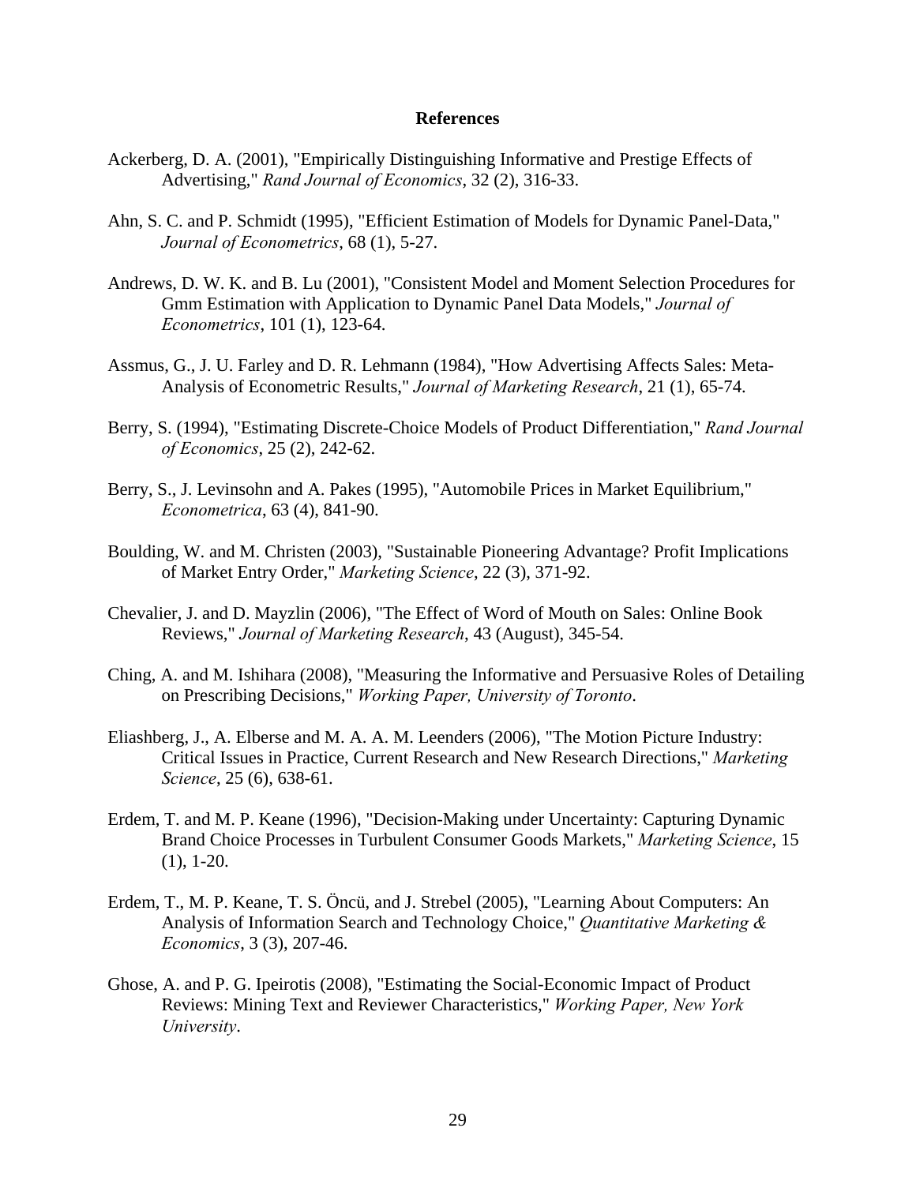## References

Ackerberg, D. A. (2001), "Empirically Distinguishing Informative and Prestige Effects of Advertising," *Rand Journal of Economics*, 32 (2), 316-33.

Ahn, S. C. and P. Schmidt (1995), "Efficient Estimation of Models for Dynamic Panel-Data," *Journal of Econometrics*, 68 (1), 5-27.

Andrews, D. W. K. and B. Lu (2001), "Consistent Model and Moment Selection Procedures for Gmm Estimation with Application to Dynamic Panel Data Models," *Journal of Econometrics*, 101 (1), 123-64.

Assmus, G., J. U. Farley and D. R. Lehmann (1984), "How Advertising Affects Sales: Meta-Analysis of Econometric Results," *Journal of Marketing Research*, 21 (1), 65-74.

Berry, S. (1994), "Estimating Discrete-Choice Models of Product Differentiation," *Rand Journal of Economics*, 25 (2), 242-62.

Berry, S., J. Levinsohn and A. Pakes (1995), "Automobile Prices in Market Equilibrium," *Econometrica*, 63 (4), 841-90.

Boulding, W. and M. Christen (2003), "Sustainable Pioneering Advantage? Profit Implications of Market Entry Order," *Marketing Science*, 22 (3), 371-92.

Chevalier, J. and D. Mayzlin (2006), "The Effect of Word of Mouth on Sales: Online Book Reviews," *Journal of Marketing Research*, 43 (August), 345-54.

Ching, A. and M. Ishihara (2008), "Measuring the Informative and Persuasive Roles of Detailing on Prescribing Decisions," *Working Paper, University of Toronto*.

Eliashberg, J., A. Elberse and M. A. A. M. Leenders (2006), "The Motion Picture Industry: Critical Issues in Practice, Current Research and New Research Directions," *Marketing Science*, 25 (6), 638-61.

Erdem, T. and M. P. Keane (1996), "Decision-Making under Uncertainty: Capturing Dynamic Brand Choice Processes in Turbulent Consumer Goods Markets," *Marketing Science*, 15 (1), 1-20.

Erdem, T., M. P. Keane, T. S. Öncü, and J. Strebel (2005), "Learning About Computers: An Analysis of Information Search and Technology Choice," *Quantitative Marketing & Economics*, 3 (3), 207-46.

Ghose, A. and P. G. Ipeirotis (2008), "Estimating the Social-Economic Impact of Product Reviews: Mining Text and Reviewer Characteristics," *Working Paper, New York University*.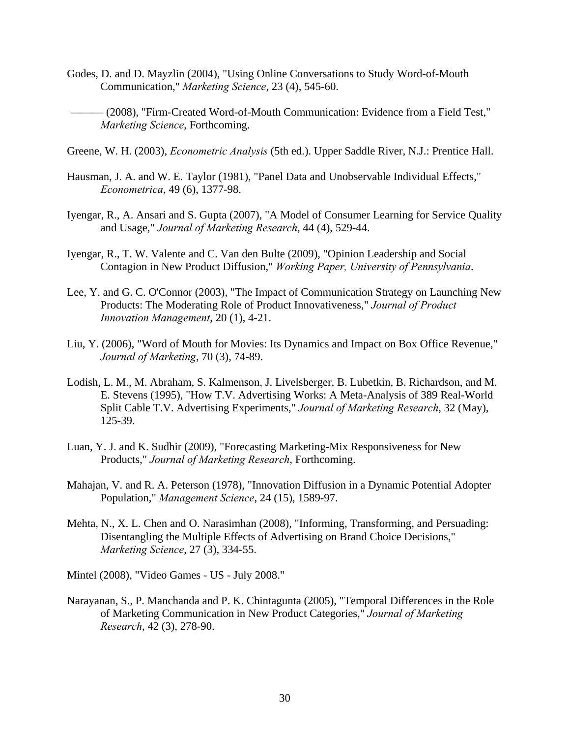Godes, D. and D. Mayzlin (2004), "Using Online Conversations to Study Word-of-Mouth Communication," *Marketing Science*, 23 (4), 545-60.

——— (2008), "Firm-Created Word-of-Mouth Communication: Evidence from a Field Test," *Marketing Science*, Forthcoming.

Greene, W. H. (2003), *Econometric Analysis* (5th ed.). Upper Saddle River, N.J.: Prentice Hall.

Hausman, J. A. and W. E. Taylor (1981), "Panel Data and Unobservable Individual Effects," *Econometrica*, 49 (6), 1377-98.

Iyengar, R., A. Ansari and S. Gupta (2007), "A Model of Consumer Learning for Service Quality and Usage," *Journal of Marketing Research*, 44 (4), 529-44.

Iyengar, R., T. W. Valente and C. Van den Bulte (2009), "Opinion Leadership and Social Contagion in New Product Diffusion," *Working Paper, University of Pennsylvania*.

Lee, Y. and G. C. O'Connor (2003), "The Impact of Communication Strategy on Launching New Products: The Moderating Role of Product Innovativeness," *Journal of Product Innovation Management*, 20 (1), 4-21.

Liu, Y. (2006), "Word of Mouth for Movies: Its Dynamics and Impact on Box Office Revenue," *Journal of Marketing*, 70 (3), 74-89.

Lodish, L. M., M. Abraham, S. Kalmenson, J. Livelsberger, B. Lubetkin, B. Richardson, and M. E. Stevens (1995), "How T.V. Advertising Works: A Meta-Analysis of 389 Real-World Split Cable T.V. Advertising Experiments," *Journal of Marketing Research*, 32 (May), 125-39.

Luan, Y. J. and K. Sudhir (2009), "Forecasting Marketing-Mix Responsiveness for New Products," *Journal of Marketing Research*, Forthcoming.

Mahajan, V. and R. A. Peterson (1978), "Innovation Diffusion in a Dynamic Potential Adopter Population," *Management Science*, 24 (15), 1589-97.

Mehta, N., X. L. Chen and O. Narasimhan (2008), "Informing, Transforming, and Persuading: Disentangling the Multiple Effects of Advertising on Brand Choice Decisions," *Marketing Science*, 27 (3), 334-55.

Mintel (2008), "Video Games - US - July 2008."

Narayanan, S., P. Manchanda and P. K. Chintagunta (2005), "Temporal Differences in the Role of Marketing Communication in New Product Categories," *Journal of Marketing Research*, 42 (3), 278-90.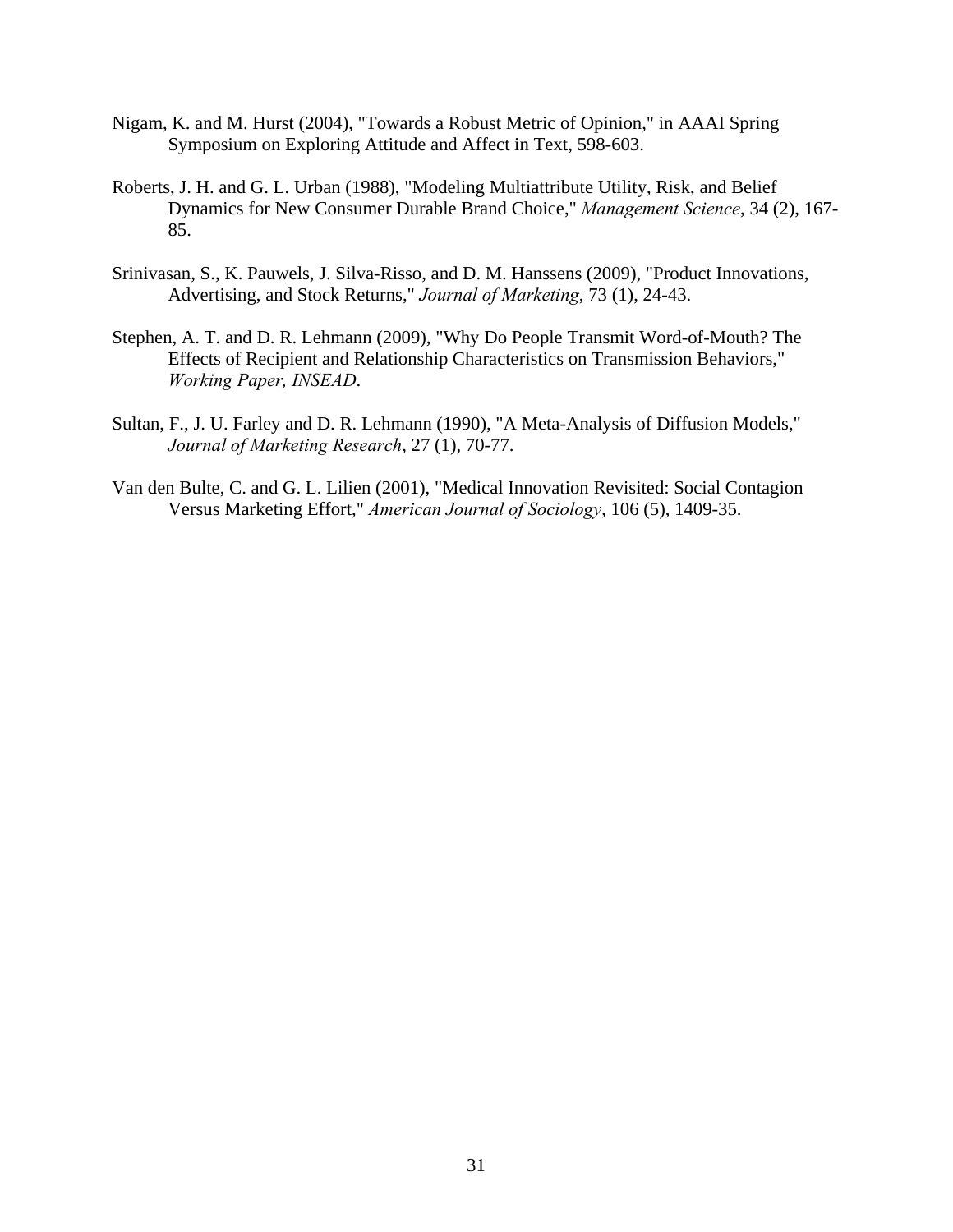Nigam, K. and M. Hurst (2004), "Towards a Robust Metric of Opinion," in AAAI Spring Symposium on Exploring Attitude and Affect in Text, 598-603.

Roberts, J. H. and G. L. Urban (1988), "Modeling Multiattribute Utility, Risk, and Belief Dynamics for New Consumer Durable Brand Choice," *Management Science*, 34 (2), 167-85.

Srinivasan, S., K. Pauwels, J. Silva-Risso, and D. M. Hanssens (2009), "Product Innovations, Advertising, and Stock Returns," *Journal of Marketing*, 73 (1), 24-43.

Stephen, A. T. and D. R. Lehmann (2009), "Why Do People Transmit Word-of-Mouth? The Effects of Recipient and Relationship Characteristics on Transmission Behaviors," *Working Paper, INSEAD*.

Sultan, F., J. U. Farley and D. R. Lehmann (1990), "A Meta-Analysis of Diffusion Models," *Journal of Marketing Research*, 27 (1), 70-77.

Van den Bulte, C. and G. L. Lilien (2001), "Medical Innovation Revisited: Social Contagion Versus Marketing Effort," *American Journal of Sociology*, 106 (5), 1409-35.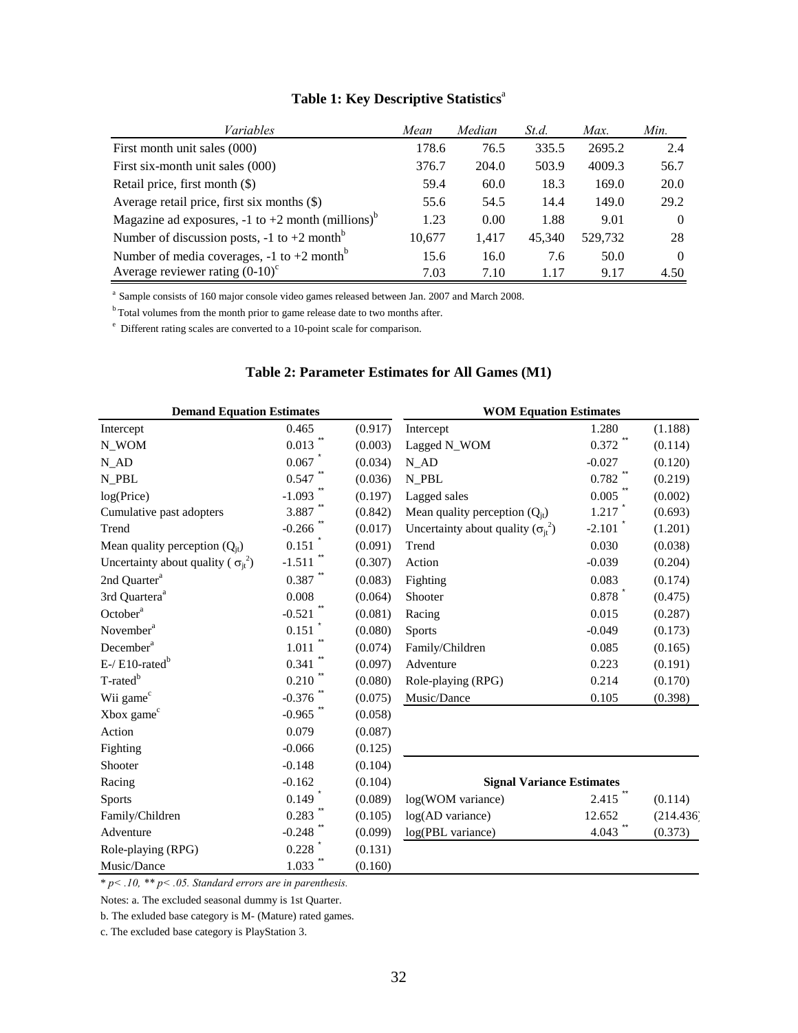## Table 1: Key Descriptive Statistics[a]

| *Variables* | *Mean* | *Median* | *St.d.* | *Max.* | *Min.* |
|---|---|---|---|---|---|
| First month unit sales (000) | 178.6 | 76.5 | 335.5 | 2695.2 | 2.4 |
| First six-month unit sales (000) | 376.7 | 204.0 | 503.9 | 4009.3 | 56.7 |
| Retail price, first month ($) | 59.4 | 60.0 | 18.3 | 169.0 | 20.0 |
| Average retail price, first six months ($) | 55.6 | 54.5 | 14.4 | 149.0 | 29.2 |
| Magazine ad exposures, -1 to +2 month (millions)[b] | 1.23 | 0.00 | 1.88 | 9.01 | 0 |
| Number of discussion posts, -1 to +2 month[b] | 10,677 | 1,417 | 45,340 | 529,732 | 28 |
| Number of media coverages, -1 to +2 month[b] | 15.6 | 16.0 | 7.6 | 50.0 | 0 |
| Average reviewer rating (0-10)[c] | 7.03 | 7.10 | 1.17 | 9.17 | 4.50 |

[a] Sample consists of 160 major console video games released between Jan. 2007 and March 2008.

[b] Total volumes from the month prior to game release date to two months after.

[c] Different rating scales are converted to a 10-point scale for comparison.

## Table 2: Parameter Estimates for All Games (M1)

| **Demand Equation Estimates** | | | **WOM Equation Estimates** | | |
|---|---|---|---|---|---|
| Intercept | 0.465 | (0.917) | Intercept | 1.280 | (1.188) |
| N_WOM | 0.013 ** | (0.003) | Lagged N_WOM | 0.372 ** | (0.114) |
| N_AD | 0.067 * | (0.034) | N_AD | -0.027 | (0.120) |
| N_PBL | 0.547 ** | (0.036) | N_PBL | 0.782 ** | (0.219) |
| log(Price) | -1.093 ** | (0.197) | Lagged sales | 0.005 ** | (0.002) |
| Cumulative past adopters | 3.887 ** | (0.842) | Mean quality perception ($Q_{jt}$) | 1.217 * | (0.693) |
| Trend | -0.266 ** | (0.017) | Uncertainty about quality ($\sigma_{jt}^2$) | -2.101 * | (1.201) |
| Mean quality perception ($Q_{jt}$) | 0.151 * | (0.091) | Trend | 0.030 | (0.038) |
| Uncertainty about quality ($\sigma_{jt}^2$) | -1.511 ** | (0.307) | Action | -0.039 | (0.204) |
| 2nd Quarter[a] | 0.387 ** | (0.083) | Fighting | 0.083 | (0.174) |
| 3rd Quartera[a] | 0.008 | (0.064) | Shooter | 0.878 * | (0.475) |
| October[a] | -0.521 ** | (0.081) | Racing | 0.015 | (0.287) |
| November[a] | 0.151 * | (0.080) | Sports | -0.049 | (0.173) |
| December[a] | 1.011 ** | (0.074) | Family/Children | 0.085 | (0.165) |
| E-/ E10-rated[b] | 0.341 ** | (0.097) | Adventure | 0.223 | (0.191) |
| T-rated[b] | 0.210 ** | (0.080) | Role-playing (RPG) | 0.214 | (0.170) |
| Wii game[c] | -0.376 ** | (0.075) | Music/Dance | 0.105 | (0.398) |
| Xbox game[c] | -0.965 ** | (0.058) | | | |
| Action | 0.079 | (0.087) | | | |
| Fighting | -0.066 | (0.125) | | | |
| Shooter | -0.148 | (0.104) | | | |
| Racing | -0.162 | (0.104) | **Signal Variance Estimates** | | |
| Sports | 0.149 * | (0.089) | log(WOM variance) | 2.415 ** | (0.114) |
| Family/Children | 0.283 ** | (0.105) | log(AD variance) | 12.652 | (214.436) |
| Adventure | -0.248 ** | (0.099) | log(PBL variance) | 4.043 ** | (0.373) |
| Role-playing (RPG) | 0.228 * | (0.131) | | | |
| Music/Dance | 1.033 ** | (0.160) | | | |

*\* p< .10, \*\* p< .05. Standard errors are in parenthesis.*

Notes: a. The excluded seasonal dummy is 1st Quarter.

b. The exluded base category is M- (Mature) rated games.

c. The excluded base category is PlayStation 3.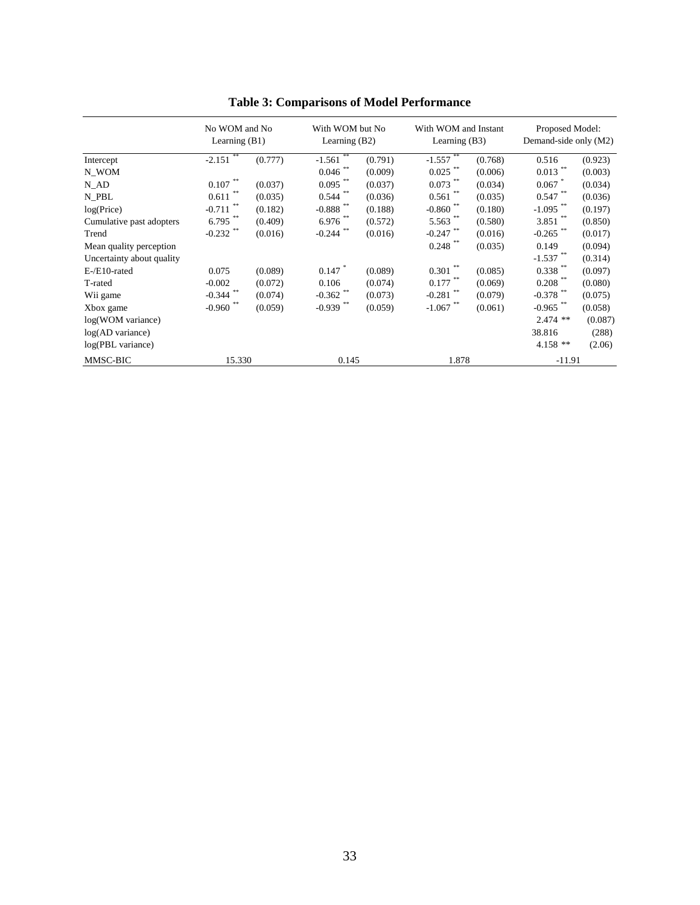# Table 3: Comparisons of Model Performance

| | No WOM and No Learning (B1) | | With WOM but No Learning (B2) | | With WOM and Instant Learning (B3) | | Proposed Model: Demand-side only (M2) | |
|---|---|---|---|---|---|---|---|---|
| Intercept | -2.151 ** | (0.777) | -1.561 ** | (0.791) | -1.557 ** | (0.768) | 0.516 | (0.923) |
| N_WOM | | | 0.046 ** | (0.009) | 0.025 ** | (0.006) | 0.013 ** | (0.003) |
| N_AD | 0.107 ** | (0.037) | 0.095 ** | (0.037) | 0.073 ** | (0.034) | 0.067 * | (0.034) |
| N_PBL | 0.611 ** | (0.035) | 0.544 ** | (0.036) | 0.561 ** | (0.035) | 0.547 ** | (0.036) |
| log(Price) | -0.711 ** | (0.182) | -0.888 ** | (0.188) | -0.860 ** | (0.180) | -1.095 ** | (0.197) |
| Cumulative past adopters | 6.795 ** | (0.409) | 6.976 ** | (0.572) | 5.563 ** | (0.580) | 3.851 ** | (0.850) |
| Trend | -0.232 ** | (0.016) | -0.244 ** | (0.016) | -0.247 ** | (0.016) | -0.265 ** | (0.017) |
| Mean quality perception | | | | | 0.248 ** | (0.035) | 0.149 | (0.094) |
| Uncertainty about quality | | | | | | | -1.537 ** | (0.314) |
| E-/E10-rated | 0.075 | (0.089) | 0.147 * | (0.089) | 0.301 ** | (0.085) | 0.338 ** | (0.097) |
| T-rated | -0.002 | (0.072) | 0.106 | (0.074) | 0.177 ** | (0.069) | 0.208 ** | (0.080) |
| Wii game | -0.344 ** | (0.074) | -0.362 ** | (0.073) | -0.281 ** | (0.079) | -0.378 ** | (0.075) |
| Xbox game | -0.960 ** | (0.059) | -0.939 ** | (0.059) | -1.067 ** | (0.061) | -0.965 ** | (0.058) |
| log(WOM variance) | | | | | | | 2.474 ** | (0.087) |
| log(AD variance) | | | | | | | 38.816 | (288) |
| log(PBL variance) | | | | | | | 4.158 ** | (2.06) |
| MMSC-BIC | 15.330 | | 0.145 | | 1.878 | | -11.91 | |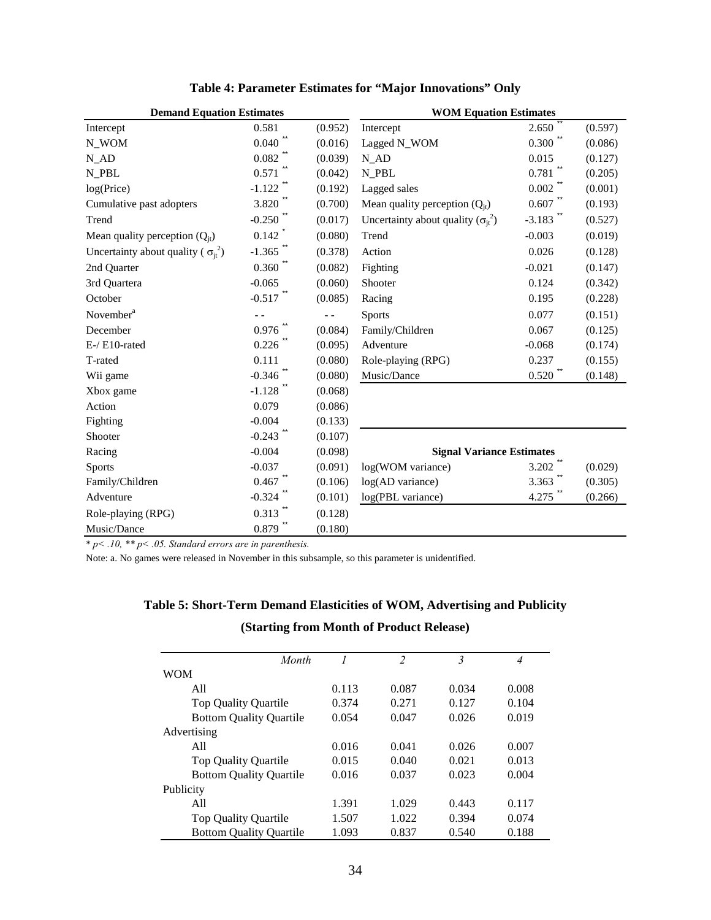**Table 4: Parameter Estimates for "Major Innovations" Only**

| Demand Equation Estimates | | | WOM Equation Estimates | | |
|---|---|---|---|---|---|
| Intercept | 0.581 | (0.952) | Intercept | 2.650 ** | (0.597) |
| N_WOM | 0.040 ** | (0.016) | Lagged N_WOM | 0.300 ** | (0.086) |
| N_AD | 0.082 ** | (0.039) | N_AD | 0.015 | (0.127) |
| N_PBL | 0.571 ** | (0.042) | N_PBL | 0.781 ** | (0.205) |
| log(Price) | -1.122 ** | (0.192) | Lagged sales | 0.002 ** | (0.001) |
| Cumulative past adopters | 3.820 ** | (0.700) | Mean quality perception ($Q_{jt}$) | 0.607 ** | (0.193) |
| Trend | -0.250 ** | (0.017) | Uncertainty about quality ($\sigma_{jt}^2$) | -3.183 ** | (0.527) |
| Mean quality perception ($Q_{jt}$) | 0.142 * | (0.080) | Trend | -0.003 | (0.019) |
| Uncertainty about quality ($\sigma_{jt}^2$) | -1.365 ** | (0.378) | Action | 0.026 | (0.128) |
| 2nd Quarter | 0.360 ** | (0.082) | Fighting | -0.021 | (0.147) |
| 3rd Quartera | -0.065 | (0.060) | Shooter | 0.124 | (0.342) |
| October | -0.517 ** | (0.085) | Racing | 0.195 | (0.228) |
| November[a] | - - | - - | Sports | 0.077 | (0.151) |
| December | 0.976 ** | (0.084) | Family/Children | 0.067 | (0.125) |
| E-/ E10-rated | 0.226 ** | (0.095) | Adventure | -0.068 | (0.174) |
| T-rated | 0.111 | (0.080) | Role-playing (RPG) | 0.237 | (0.155) |
| Wii game | -0.346 ** | (0.080) | Music/Dance | 0.520 ** | (0.148) |
| Xbox game | -1.128 ** | (0.068) | | | |
| Action | 0.079 | (0.086) | | | |
| Fighting | -0.004 | (0.133) | | | |
| Shooter | -0.243 ** | (0.107) | | | |
| Racing | -0.004 | (0.098) | **Signal Variance Estimates** | | |
| Sports | -0.037 | (0.091) | log(WOM variance) | 3.202 ** | (0.029) |
| Family/Children | 0.467 ** | (0.106) | log(AD variance) | 3.363 ** | (0.305) |
| Adventure | -0.324 ** | (0.101) | log(PBL variance) | 4.275 ** | (0.266) |
| Role-playing (RPG) | 0.313 ** | (0.128) | | | |
| Music/Dance | 0.879 ** | (0.180) | | | |

* *p< .10,* ** *p< .05. Standard errors are in parenthesis.*

Note: a. No games were released in November in this subsample, so this parameter is unidentified.

**Table 5: Short-Term Demand Elasticities of WOM, Advertising and Publicity (Starting from Month of Product Release)**

| *Month* | *1* | *2* | *3* | *4* |
|---|---|---|---|---|
| WOM | | | | |
| All | 0.113 | 0.087 | 0.034 | 0.008 |
| Top Quality Quartile | 0.374 | 0.271 | 0.127 | 0.104 |
| Bottom Quality Quartile | 0.054 | 0.047 | 0.026 | 0.019 |
| Advertising | | | | |
| All | 0.016 | 0.041 | 0.026 | 0.007 |
| Top Quality Quartile | 0.015 | 0.040 | 0.021 | 0.013 |
| Bottom Quality Quartile | 0.016 | 0.037 | 0.023 | 0.004 |
| Publicity | | | | |
| All | 1.391 | 1.029 | 0.443 | 0.117 |
| Top Quality Quartile | 1.507 | 1.022 | 0.394 | 0.074 |
| Bottom Quality Quartile | 1.093 | 0.837 | 0.540 | 0.188 |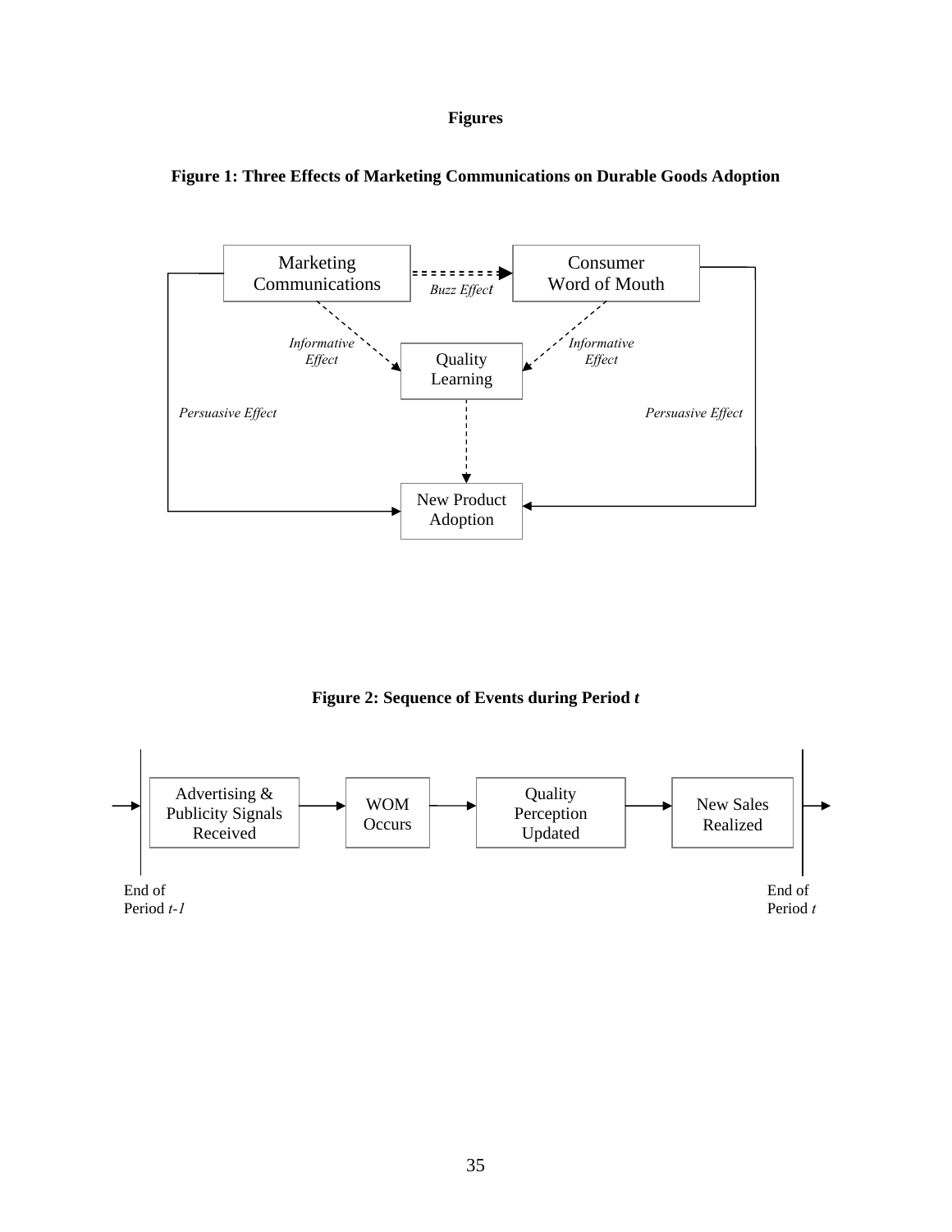**Figures**

**Figure 1: Three Effects of Marketing Communications on Durable Goods Adoption**

Marketing Communications

Buzz Effect

Consumer Word of Mouth

Informative Effect

Quality Learning

Informative Effect

Persuasive Effect

Persuasive Effect

New Product Adoption

**Figure 2: Sequence of Events during Period *t***

Advertising & Publicity Signals Received

WOM Occurs

Quality Perception Updated

New Sales Realized

End of Period *t-1*

End of Period *t*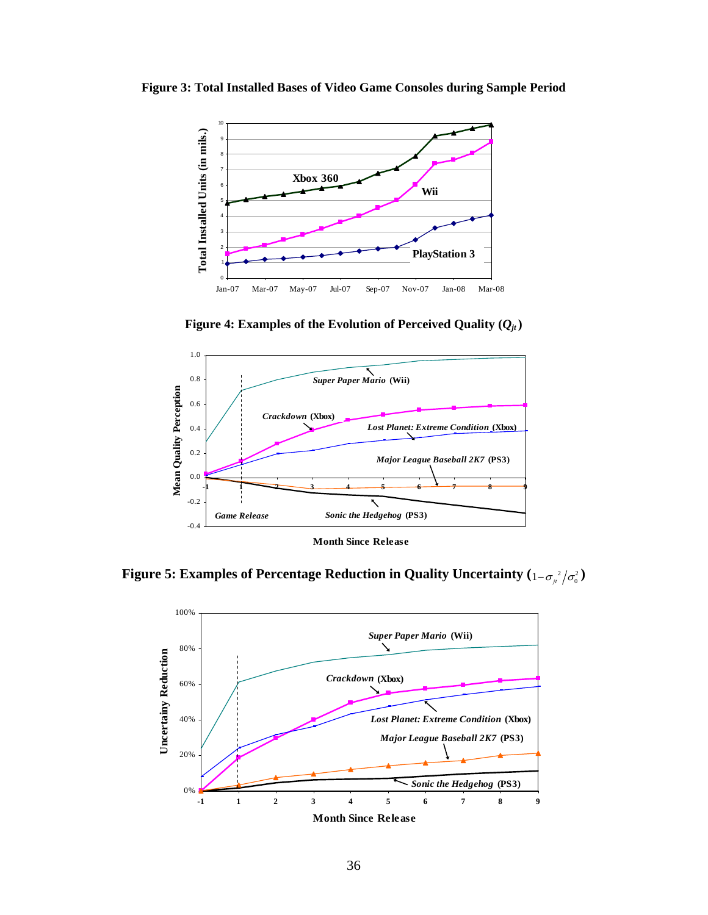**Figure 3: Total Installed Bases of Video Game Consoles during Sample Period**

**Figure 4: Examples of the Evolution of Perceived Quality ($Q_{jt}$)**

**Figure 5: Examples of Percentage Reduction in Quality Uncertainty ($1-\sigma_{jt}^2/\sigma_0^2$)**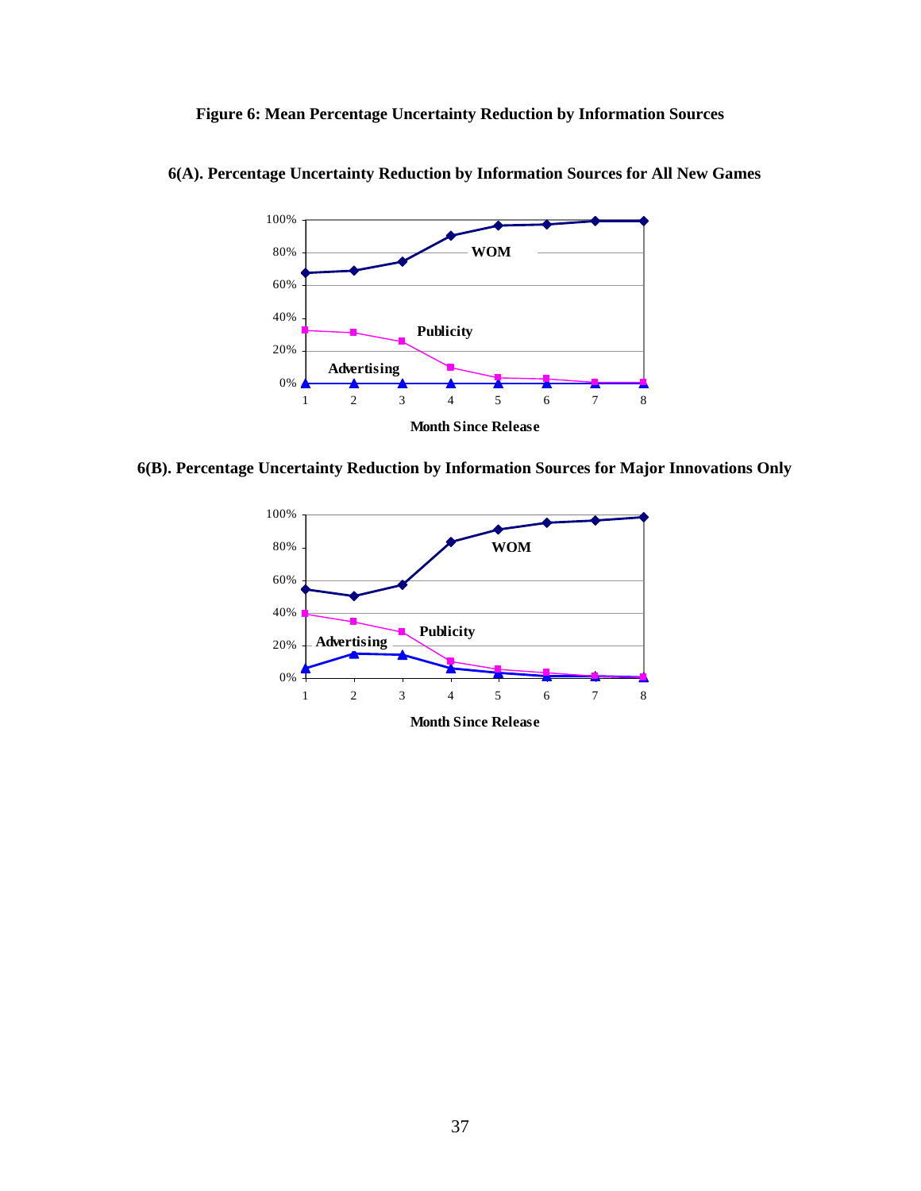**Figure 6: Mean Percentage Uncertainty Reduction by Information Sources**

**6(A). Percentage Uncertainty Reduction by Information Sources for All New Games**

**6(B). Percentage Uncertainty Reduction by Information Sources for Major Innovations Only**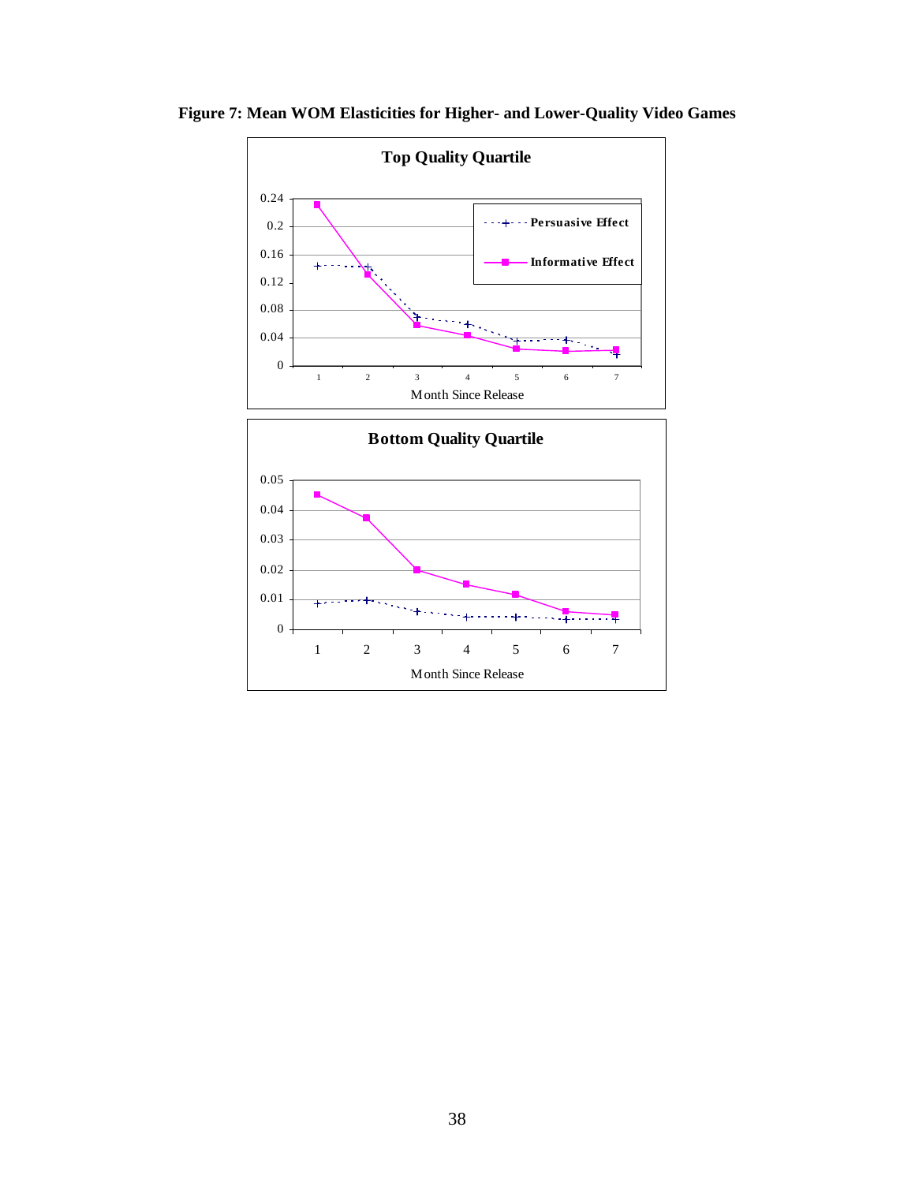**Figure 7: Mean WOM Elasticities for Higher- and Lower-Quality Video Games**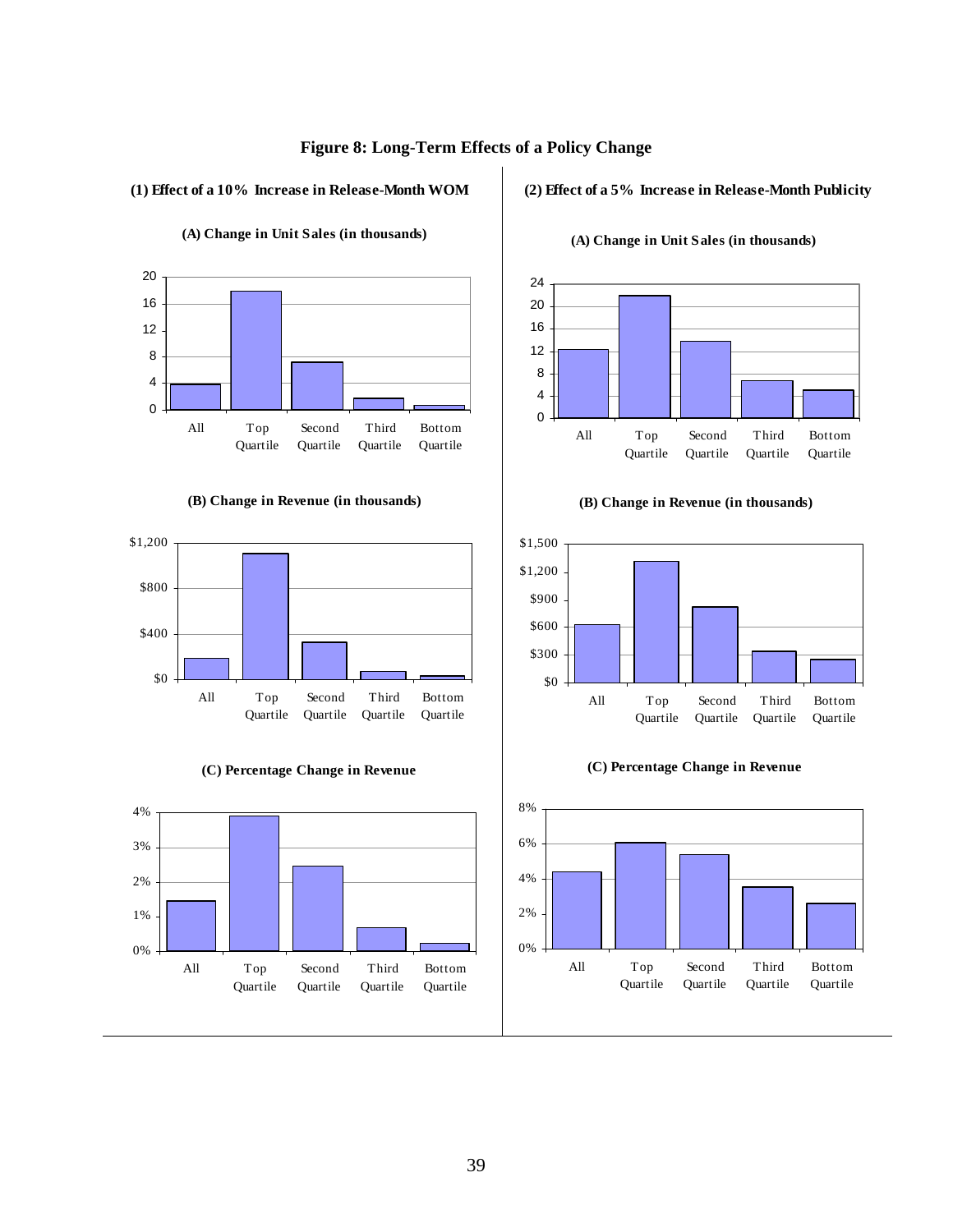# Figure 8: Long-Term Effects of a Policy Change

## (1) Effect of a 10% Increase in Release-Month WOM

**(A) Change in Unit Sales (in thousands)**

**(B) Change in Revenue (in thousands)**

**(C) Percentage Change in Revenue**

## (2) Effect of a 5% Increase in Release-Month Publicity

**(A) Change in Unit Sales (in thousands)**

**(B) Change in Revenue (in thousands)**

**(C) Percentage Change in Revenue**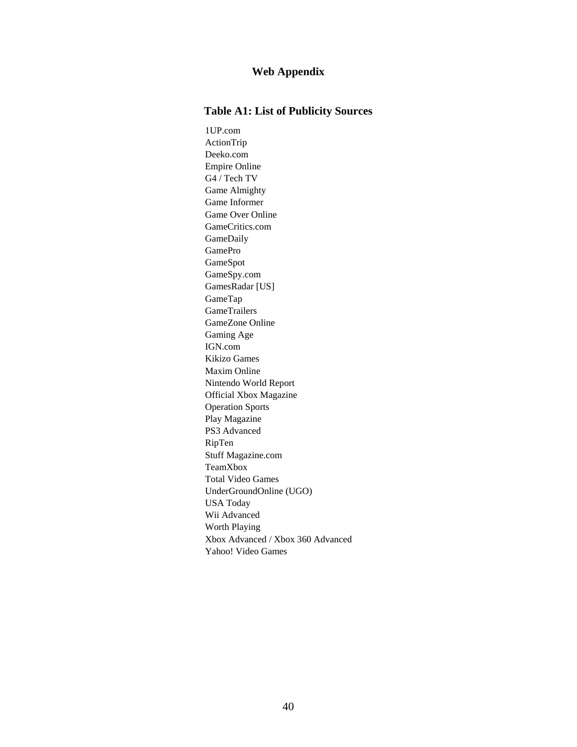# Web Appendix

## Table A1: List of Publicity Sources

1UP.com
ActionTrip
Deeko.com
Empire Online
G4 / Tech TV
Game Almighty
Game Informer
Game Over Online
GameCritics.com
GameDaily
GamePro
GameSpot
GameSpy.com
GamesRadar [US]
GameTap
GameTrailers
GameZone Online
Gaming Age
IGN.com
Kikizo Games
Maxim Online
Nintendo World Report
Official Xbox Magazine
Operation Sports
Play Magazine
PS3 Advanced
RipTen
Stuff Magazine.com
TeamXbox
Total Video Games
UnderGroundOnline (UGO)
USA Today
Wii Advanced
Worth Playing
Xbox Advanced / Xbox 360 Advanced
Yahoo! Video Games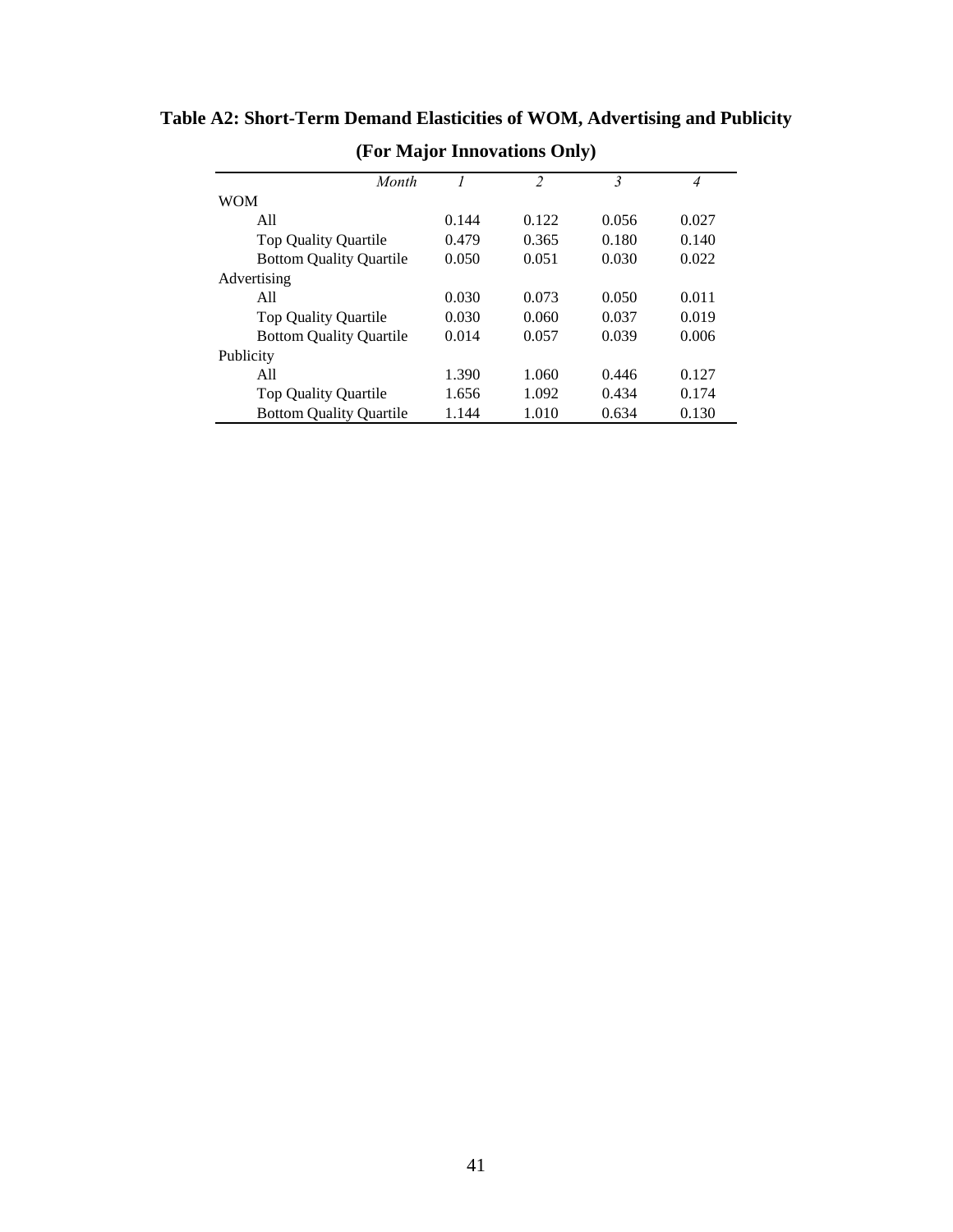**Table A2: Short-Term Demand Elasticities of WOM, Advertising and Publicity**

**(For Major Innovations Only)**

| *Month* | *1* | *2* | *3* | *4* |
|---|---|---|---|---|
| WOM | | | | |
| All | 0.144 | 0.122 | 0.056 | 0.027 |
| Top Quality Quartile | 0.479 | 0.365 | 0.180 | 0.140 |
| Bottom Quality Quartile | 0.050 | 0.051 | 0.030 | 0.022 |
| Advertising | | | | |
| All | 0.030 | 0.073 | 0.050 | 0.011 |
| Top Quality Quartile | 0.030 | 0.060 | 0.037 | 0.019 |
| Bottom Quality Quartile | 0.014 | 0.057 | 0.039 | 0.006 |
| Publicity | | | | |
| All | 1.390 | 1.060 | 0.446 | 0.127 |
| Top Quality Quartile | 1.656 | 1.092 | 0.434 | 0.174 |
| Bottom Quality Quartile | 1.144 | 1.010 | 0.634 | 0.130 |